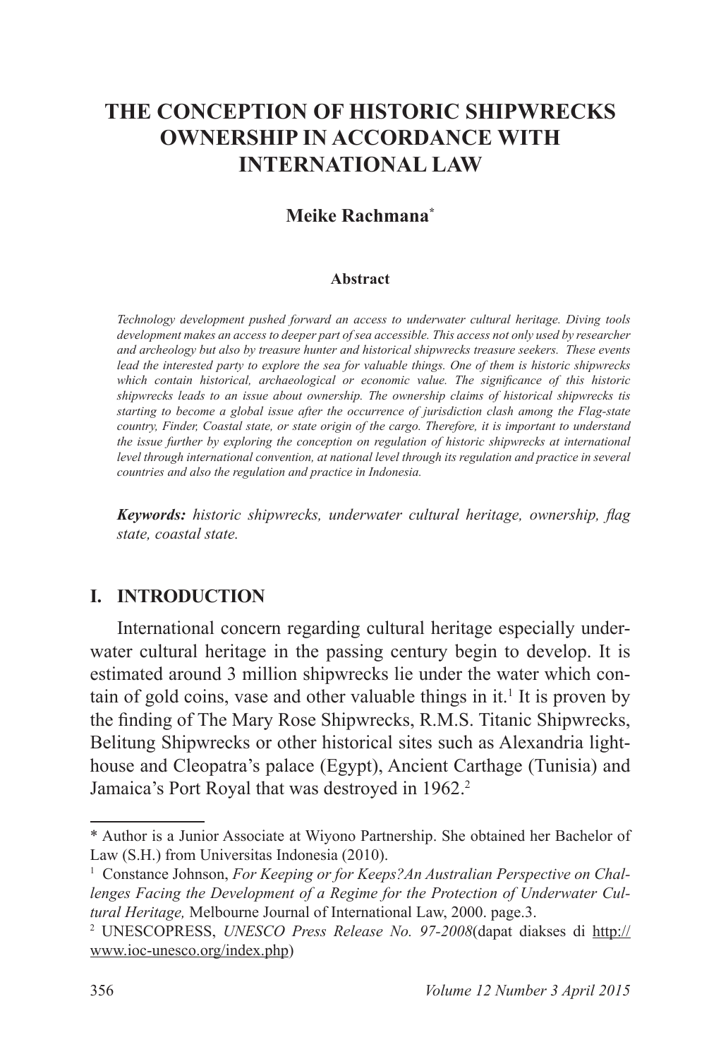# THE CONCEPTION OF HISTORIC SHIPWRECKS OWNERSHIP IN ACCORDANCE WITH INTERNATIONAL LAW

**Meike Rachmana***

**Abstract**

*Technology development pushed forward an access to underwater cultural heritage. Diving tools development makes an access to deeper part of sea accessible. This access not only used by researcher and archeology but also by treasure hunter and historical shipwrecks treasure seekers. These events lead the interested party to explore the sea for valuable things. One of them is historic shipwrecks which contain historical, archaeological or economic value. The significance of this historic shipwrecks leads to an issue about ownership. The ownership claims of historical shipwrecks tis starting to become a global issue after the occurrence of jurisdiction clash among the Flag-state country, Finder, Coastal state, or state origin of the cargo. Therefore, it is important to understand the issue further by exploring the conception on regulation of historic shipwrecks at international level through international convention, at national level through its regulation and practice in several countries and also the regulation and practice in Indonesia.*

***Keywords:*** *historic shipwrecks, underwater cultural heritage, ownership, flag state, coastal state.*

## I. INTRODUCTION

International concern regarding cultural heritage especially underwater cultural heritage in the passing century begin to develop. It is estimated around 3 million shipwrecks lie under the water which contain of gold coins, vase and other valuable things in it.[1] It is proven by the finding of The Mary Rose Shipwrecks, R.M.S. Titanic Shipwrecks, Belitung Shipwrecks or other historical sites such as Alexandria lighthouse and Cleopatra's palace (Egypt), Ancient Carthage (Tunisia) and Jamaica's Port Royal that was destroyed in 1962.[2]

---

\* Author is a Junior Associate at Wiyono Partnership. She obtained her Bachelor of Law (S.H.) from Universitas Indonesia (2010).

[1] Constance Johnson, *For Keeping or for Keeps?An Australian Perspective on Challenges Facing the Development of a Regime for the Protection of Underwater Cultural Heritage,* Melbourne Journal of International Law, 2000. page.3.

[2] UNESCOPRESS, *UNESCO Press Release No. 97-2008*(dapat diakses di http://www.ioc-unesco.org/index.php)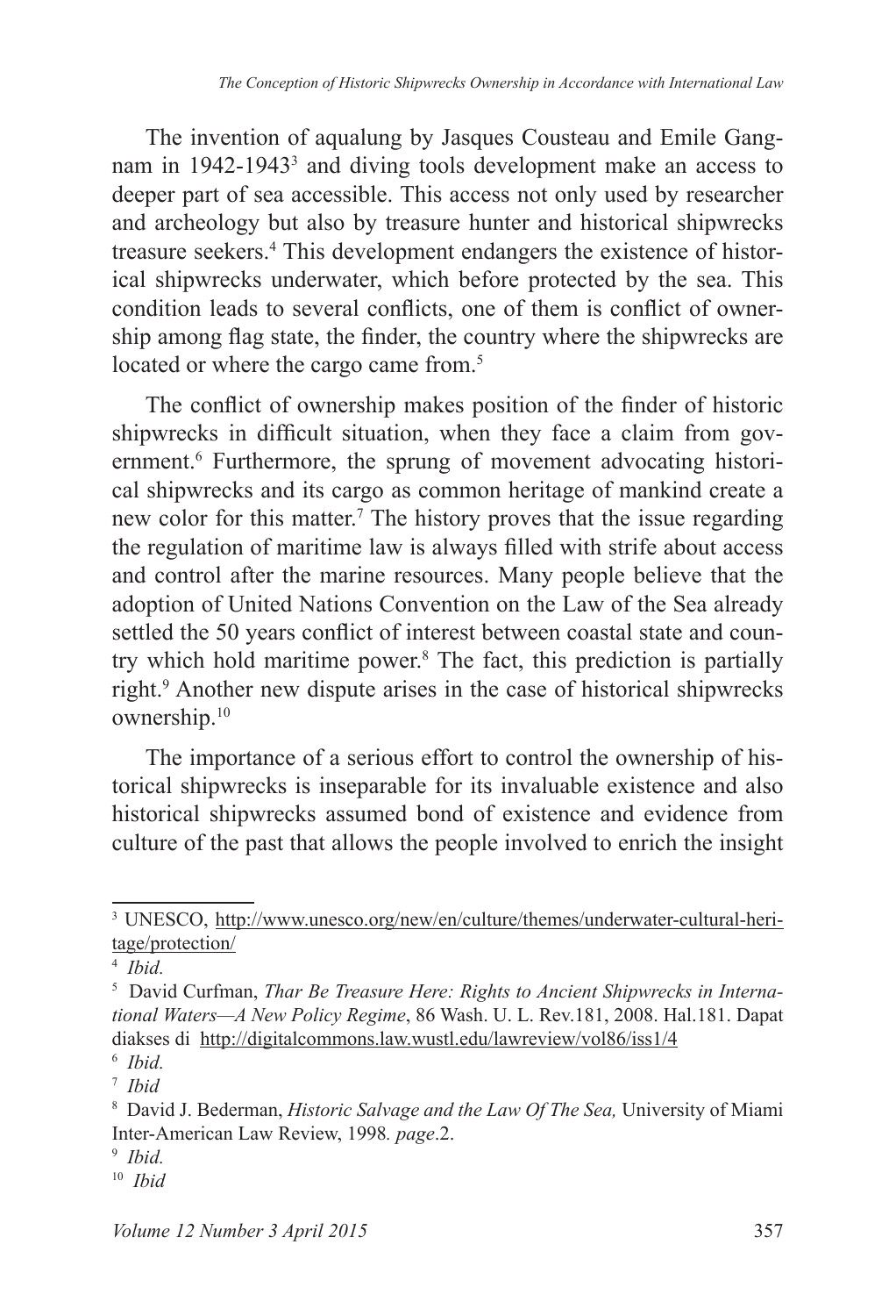The invention of aqualung by Jasques Cousteau and Emile Gangnam in 1942-1943[3] and diving tools development make an access to deeper part of sea accessible. This access not only used by researcher and archeology but also by treasure hunter and historical shipwrecks treasure seekers.[4] This development endangers the existence of historical shipwrecks underwater, which before protected by the sea. This condition leads to several conflicts, one of them is conflict of ownership among flag state, the finder, the country where the shipwrecks are located or where the cargo came from.[5]

The conflict of ownership makes position of the finder of historic shipwrecks in difficult situation, when they face a claim from government.[6] Furthermore, the sprung of movement advocating historical shipwrecks and its cargo as common heritage of mankind create a new color for this matter.[7] The history proves that the issue regarding the regulation of maritime law is always filled with strife about access and control after the marine resources. Many people believe that the adoption of United Nations Convention on the Law of the Sea already settled the 50 years conflict of interest between coastal state and country which hold maritime power.[8] The fact, this prediction is partially right.[9] Another new dispute arises in the case of historical shipwrecks ownership.[10]

The importance of a serious effort to control the ownership of historical shipwrecks is inseparable for its invaluable existence and also historical shipwrecks assumed bond of existence and evidence from culture of the past that allows the people involved to enrich the insight

---

[3] UNESCO, http://www.unesco.org/new/en/culture/themes/underwater-cultural-heritage/protection/

[4] *Ibid.*

[5] David Curfman, *Thar Be Treasure Here: Rights to Ancient Shipwrecks in International Waters—A New Policy Regime*, 86 Wash. U. L. Rev.181, 2008. Hal.181. Dapat diakses di http://digitalcommons.law.wustl.edu/lawreview/vol86/iss1/4

[6] *Ibid.*

[7] *Ibid*

[8] David J. Bederman, *Historic Salvage and the Law Of The Sea,* University of Miami Inter-American Law Review, 1998*. page*.2.

[9] *Ibid.*

[10] *Ibid*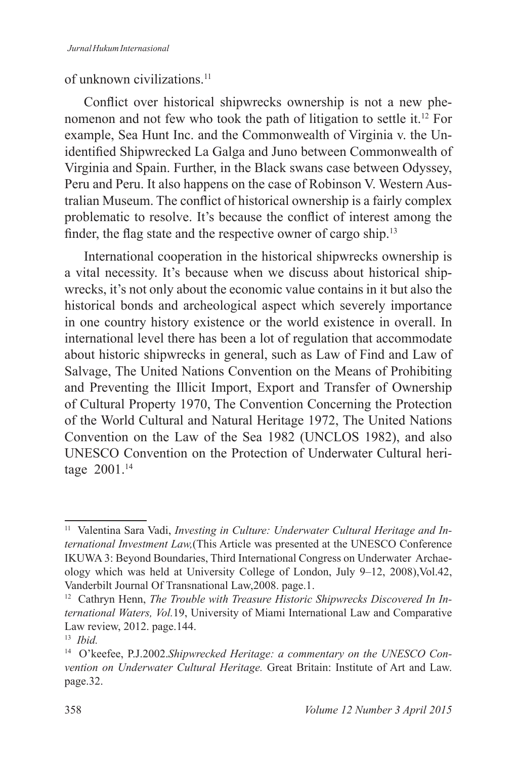of unknown civilizations.[11]

Conflict over historical shipwrecks ownership is not a new phenomenon and not few who took the path of litigation to settle it.[12] For example, Sea Hunt Inc. and the Commonwealth of Virginia v. the Unidentified Shipwrecked La Galga and Juno between Commonwealth of Virginia and Spain. Further, in the Black swans case between Odyssey, Peru and Peru. It also happens on the case of Robinson V. Western Australian Museum. The conflict of historical ownership is a fairly complex problematic to resolve. It's because the conflict of interest among the finder, the flag state and the respective owner of cargo ship.[13]

International cooperation in the historical shipwrecks ownership is a vital necessity. It's because when we discuss about historical shipwrecks, it's not only about the economic value contains in it but also the historical bonds and archeological aspect which severely importance in one country history existence or the world existence in overall. In international level there has been a lot of regulation that accommodate about historic shipwrecks in general, such as Law of Find and Law of Salvage, The United Nations Convention on the Means of Prohibiting and Preventing the Illicit Import, Export and Transfer of Ownership of Cultural Property 1970, The Convention Concerning the Protection of the World Cultural and Natural Heritage 1972, The United Nations Convention on the Law of the Sea 1982 (UNCLOS 1982), and also UNESCO Convention on the Protection of Underwater Cultural heritage 2001.[14]

---

[11] Valentina Sara Vadi, *Investing in Culture: Underwater Cultural Heritage and International Investment Law,*(This Article was presented at the UNESCO Conference IKUWA 3: Beyond Boundaries, Third International Congress on Underwater Archaeology which was held at University College of London, July 9–12, 2008),Vol.42, Vanderbilt Journal Of Transnational Law,2008. page.1.

[12] Cathryn Henn, *The Trouble with Treasure Historic Shipwrecks Discovered In International Waters, Vol.*19, University of Miami International Law and Comparative Law review, 2012. page.144.

[13] *Ibid.*

[14] O'keefee, P.J.2002.*Shipwrecked Heritage: a commentary on the UNESCO Convention on Underwater Cultural Heritage.* Great Britain: Institute of Art and Law. page.32.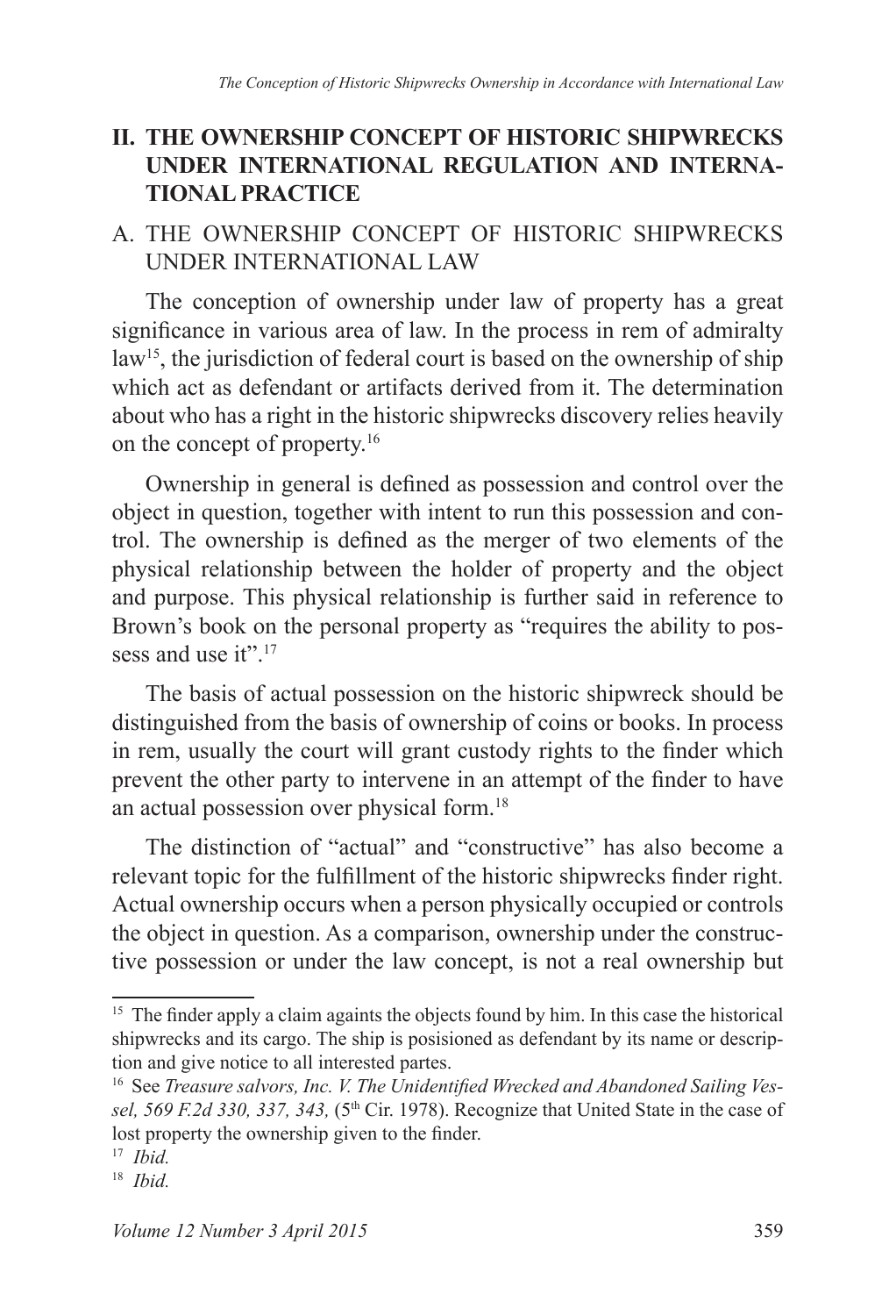## II. THE OWNERSHIP CONCEPT OF HISTORIC SHIPWRECKS UNDER INTERNATIONAL REGULATION AND INTERNATIONAL PRACTICE

### A. THE OWNERSHIP CONCEPT OF HISTORIC SHIPWRECKS UNDER INTERNATIONAL LAW

The conception of ownership under law of property has a great significance in various area of law. In the process in rem of admiralty law[15], the jurisdiction of federal court is based on the ownership of ship which act as defendant or artifacts derived from it. The determination about who has a right in the historic shipwrecks discovery relies heavily on the concept of property.[16]

Ownership in general is defined as possession and control over the object in question, together with intent to run this possession and control. The ownership is defined as the merger of two elements of the physical relationship between the holder of property and the object and purpose. This physical relationship is further said in reference to Brown's book on the personal property as "requires the ability to possess and use it".[17]

The basis of actual possession on the historic shipwreck should be distinguished from the basis of ownership of coins or books. In process in rem, usually the court will grant custody rights to the finder which prevent the other party to intervene in an attempt of the finder to have an actual possession over physical form.[18]

The distinction of "actual" and "constructive" has also become a relevant topic for the fulfillment of the historic shipwrecks finder right. Actual ownership occurs when a person physically occupied or controls the object in question. As a comparison, ownership under the constructive possession or under the law concept, is not a real ownership but

---

[15] The finder apply a claim againts the objects found by him. In this case the historical shipwrecks and its cargo. The ship is posisioned as defendant by its name or description and give notice to all interested partes.

[16] See *Treasure salvors, Inc. V. The Unidentified Wrecked and Abandoned Sailing Vessel, 569 F.2d 330, 337, 343,* (5th Cir. 1978). Recognize that United State in the case of lost property the ownership given to the finder.

[17] *Ibid.*

[18] *Ibid.*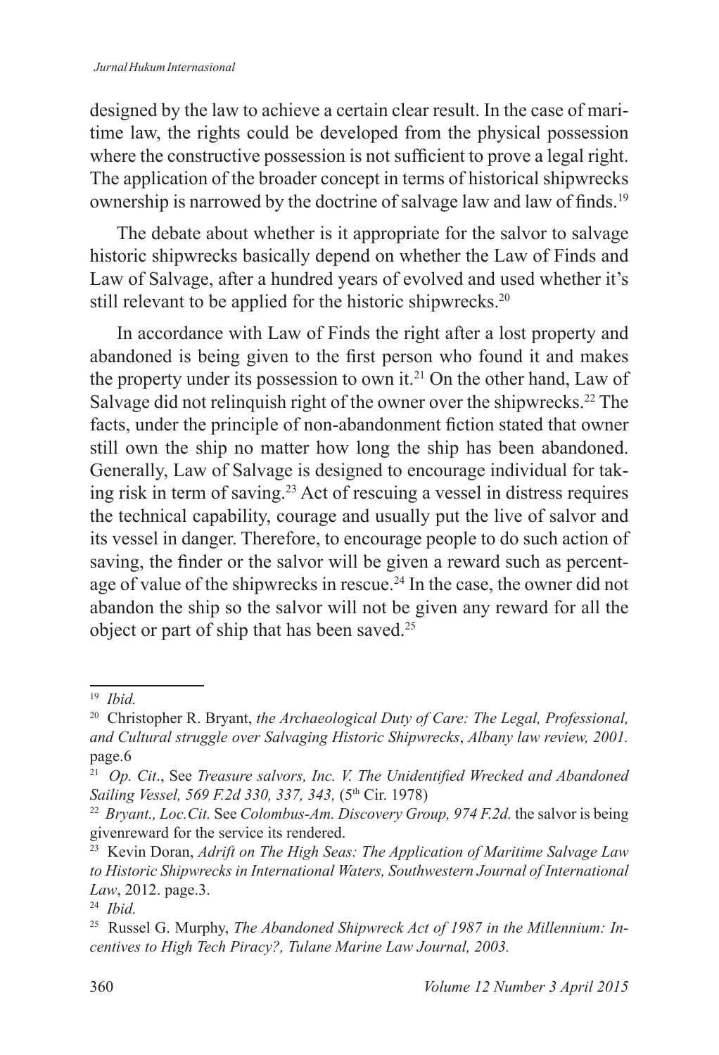designed by the law to achieve a certain clear result. In the case of maritime law, the rights could be developed from the physical possession where the constructive possession is not sufficient to prove a legal right. The application of the broader concept in terms of historical shipwrecks ownership is narrowed by the doctrine of salvage law and law of finds.[19]

The debate about whether is it appropriate for the salvor to salvage historic shipwrecks basically depend on whether the Law of Finds and Law of Salvage, after a hundred years of evolved and used whether it's still relevant to be applied for the historic shipwrecks.[20]

In accordance with Law of Finds the right after a lost property and abandoned is being given to the first person who found it and makes the property under its possession to own it.[21] On the other hand, Law of Salvage did not relinquish right of the owner over the shipwrecks.[22] The facts, under the principle of non-abandonment fiction stated that owner still own the ship no matter how long the ship has been abandoned. Generally, Law of Salvage is designed to encourage individual for taking risk in term of saving.[23] Act of rescuing a vessel in distress requires the technical capability, courage and usually put the live of salvor and its vessel in danger. Therefore, to encourage people to do such action of saving, the finder or the salvor will be given a reward such as percentage of value of the shipwrecks in rescue.[24] In the case, the owner did not abandon the ship so the salvor will not be given any reward for all the object or part of ship that has been saved.[25]

---

[19] *Ibid.*

[20] Christopher R. Bryant, *the Archaeological Duty of Care: The Legal, Professional, and Cultural struggle over Salvaging Historic Shipwrecks*, *Albany law review, 2001.* page.6

[21] *Op. Cit*., See *Treasure salvors, Inc. V. The Unidentified Wrecked and Abandoned Sailing Vessel, 569 F.2d 330, 337, 343,* (5th Cir. 1978)

[22] *Bryant., Loc.Cit.* See *Colombus-Am. Discovery Group, 974 F.2d.* the salvor is being givenreward for the service its rendered.

[23] Kevin Doran, *Adrift on The High Seas: The Application of Maritime Salvage Law to Historic Shipwrecks in International Waters, Southwestern Journal of International Law*, 2012. page.3.

[24] *Ibid.*

[25] Russel G. Murphy, *The Abandoned Shipwreck Act of 1987 in the Millennium: Incentives to High Tech Piracy?, Tulane Marine Law Journal, 2003.*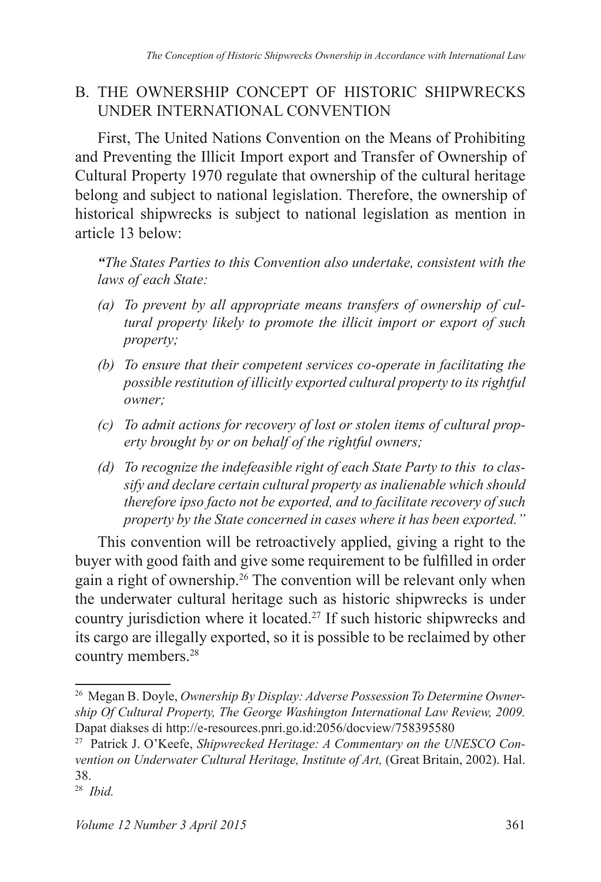## B. THE OWNERSHIP CONCEPT OF HISTORIC SHIPWRECKS UNDER INTERNATIONAL CONVENTION

First, The United Nations Convention on the Means of Prohibiting and Preventing the Illicit Import export and Transfer of Ownership of Cultural Property 1970 regulate that ownership of the cultural heritage belong and subject to national legislation. Therefore, the ownership of historical shipwrecks is subject to national legislation as mention in article 13 below:

> ***"****The States Parties to this Convention also undertake, consistent with the laws of each State:*
>
> *(a) To prevent by all appropriate means transfers of ownership of cultural property likely to promote the illicit import or export of such property;*
>
> *(b) To ensure that their competent services co-operate in facilitating the possible restitution of illicitly exported cultural property to its rightful owner;*
>
> *(c) To admit actions for recovery of lost or stolen items of cultural property brought by or on behalf of the rightful owners;*
>
> *(d) To recognize the indefeasible right of each State Party to this to classify and declare certain cultural property as inalienable which should therefore ipso facto not be exported, and to facilitate recovery of such property by the State concerned in cases where it has been exported."*

This convention will be retroactively applied, giving a right to the buyer with good faith and give some requirement to be fulfilled in order gain a right of ownership.[26] The convention will be relevant only when the underwater cultural heritage such as historic shipwrecks is under country jurisdiction where it located.[27] If such historic shipwrecks and its cargo are illegally exported, so it is possible to be reclaimed by other country members.[28]

---

[26] Megan B. Doyle, *Ownership By Display: Adverse Possession To Determine Ownership Of Cultural Property, The George Washington International Law Review, 2009.* Dapat diakses di http://e-resources.pnri.go.id:2056/docview/758395580

[27] Patrick J. O'Keefe, *Shipwrecked Heritage: A Commentary on the UNESCO Convention on Underwater Cultural Heritage, Institute of Art,* (Great Britain, 2002). Hal. 38.

[28] *Ibid.*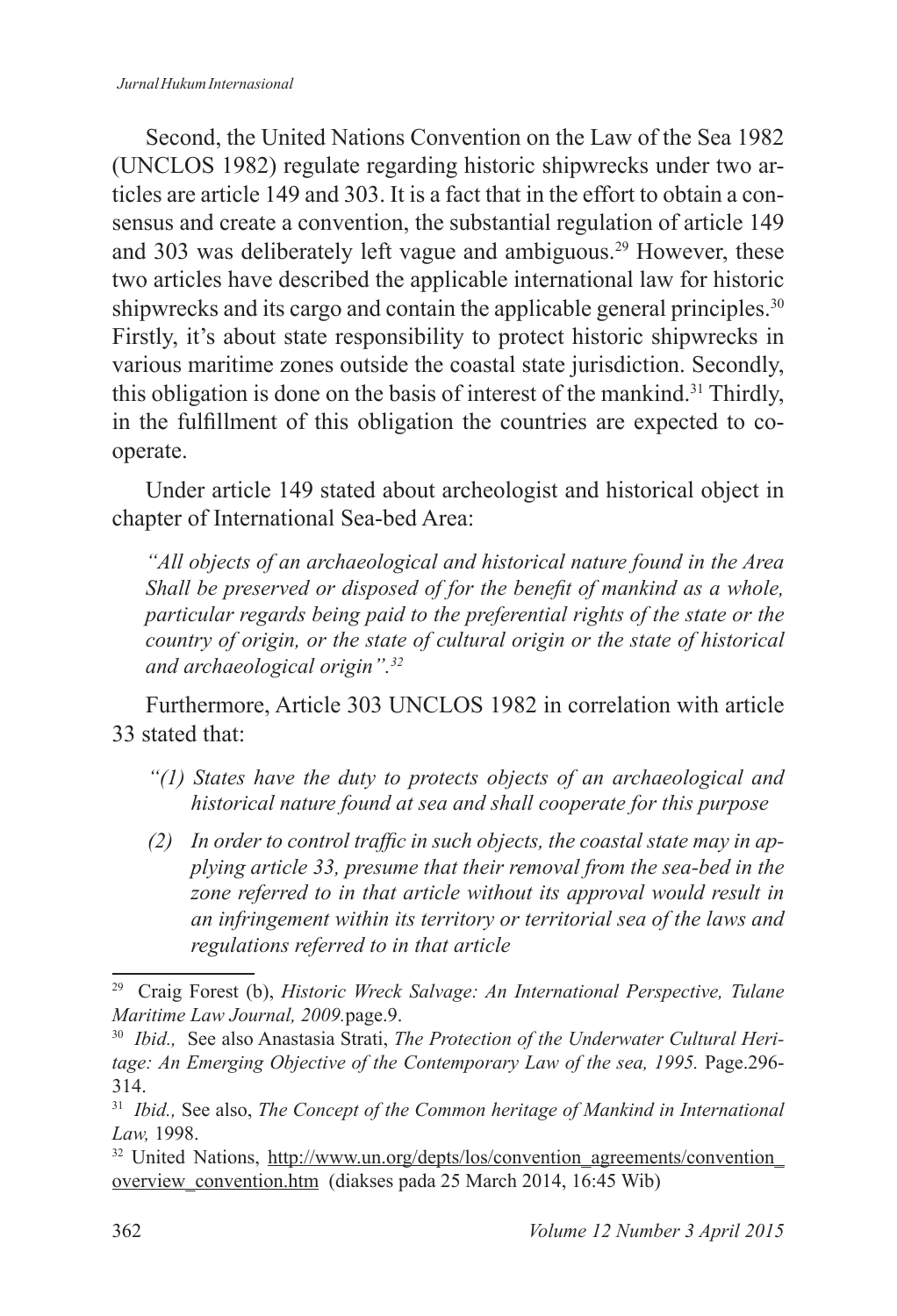Second, the United Nations Convention on the Law of the Sea 1982 (UNCLOS 1982) regulate regarding historic shipwrecks under two articles are article 149 and 303. It is a fact that in the effort to obtain a consensus and create a convention, the substantial regulation of article 149 and 303 was deliberately left vague and ambiguous.[29] However, these two articles have described the applicable international law for historic shipwrecks and its cargo and contain the applicable general principles.[30] Firstly, it's about state responsibility to protect historic shipwrecks in various maritime zones outside the coastal state jurisdiction. Secondly, this obligation is done on the basis of interest of the mankind.[31] Thirdly, in the fulfillment of this obligation the countries are expected to cooperate.

Under article 149 stated about archeologist and historical object in chapter of International Sea-bed Area:

> *"All objects of an archaeological and historical nature found in the Area Shall be preserved or disposed of for the benefit of mankind as a whole, particular regards being paid to the preferential rights of the state or the country of origin, or the state of cultural origin or the state of historical and archaeological origin".*[32]

Furthermore, Article 303 UNCLOS 1982 in correlation with article 33 stated that:

> *"(1) States have the duty to protects objects of an archaeological and historical nature found at sea and shall cooperate for this purpose*
>
> *(2) In order to control traffic in such objects, the coastal state may in applying article 33, presume that their removal from the sea-bed in the zone referred to in that article without its approval would result in an infringement within its territory or territorial sea of the laws and regulations referred to in that article*

---

[29] Craig Forest (b), *Historic Wreck Salvage: An International Perspective, Tulane Maritime Law Journal, 2009.*page.9.

[30] *Ibid.,* See also Anastasia Strati, *The Protection of the Underwater Cultural Heritage: An Emerging Objective of the Contemporary Law of the sea, 1995.* Page.296-314.

[31] *Ibid.,* See also, *The Concept of the Common heritage of Mankind in International Law,* 1998.

[32] United Nations, http://www.un.org/depts/los/convention_agreements/convention_overview_convention.htm (diakses pada 25 March 2014, 16:45 Wib)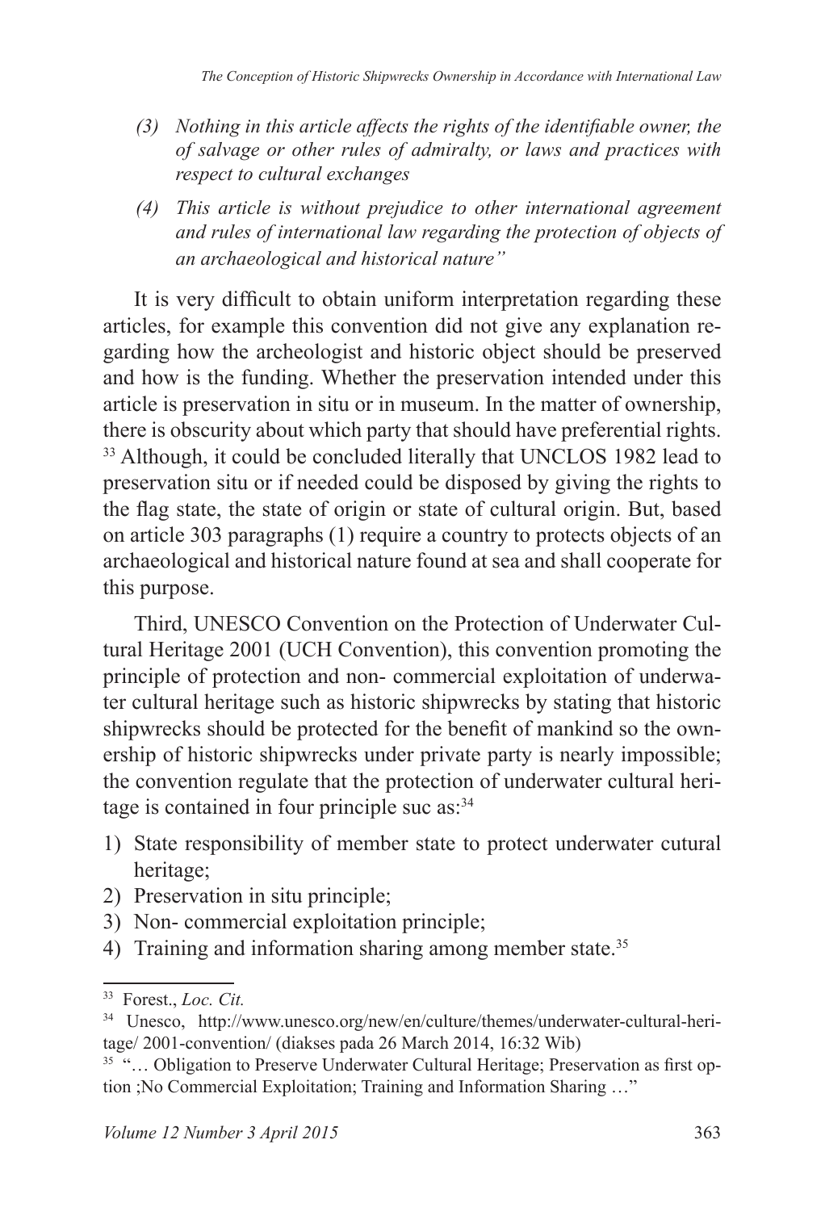*(3) Nothing in this article affects the rights of the identifiable owner, the of salvage or other rules of admiralty, or laws and practices with respect to cultural exchanges*

*(4) This article is without prejudice to other international agreement and rules of international law regarding the protection of objects of an archaeological and historical nature"*

It is very difficult to obtain uniform interpretation regarding these articles, for example this convention did not give any explanation regarding how the archeologist and historic object should be preserved and how is the funding. Whether the preservation intended under this article is preservation in situ or in museum. In the matter of ownership, there is obscurity about which party that should have preferential rights.[33] Although, it could be concluded literally that UNCLOS 1982 lead to preservation situ or if needed could be disposed by giving the rights to the flag state, the state of origin or state of cultural origin. But, based on article 303 paragraphs (1) require a country to protects objects of an archaeological and historical nature found at sea and shall cooperate for this purpose.

Third, UNESCO Convention on the Protection of Underwater Cultural Heritage 2001 (UCH Convention), this convention promoting the principle of protection and non- commercial exploitation of underwater cultural heritage such as historic shipwrecks by stating that historic shipwrecks should be protected for the benefit of mankind so the ownership of historic shipwrecks under private party is nearly impossible; the convention regulate that the protection of underwater cultural heritage is contained in four principle suc as:[34]

1) State responsibility of member state to protect underwater cutural heritage;
2) Preservation in situ principle;
3) Non- commercial exploitation principle;
4) Training and information sharing among member state.[35]

---

[33] Forest., *Loc. Cit.*

[34] Unesco, http://www.unesco.org/new/en/culture/themes/underwater-cultural-heritage/ 2001-convention/ (diakses pada 26 March 2014, 16:32 Wib)

[35] "… Obligation to Preserve Underwater Cultural Heritage; Preservation as first option ;No Commercial Exploitation; Training and Information Sharing …"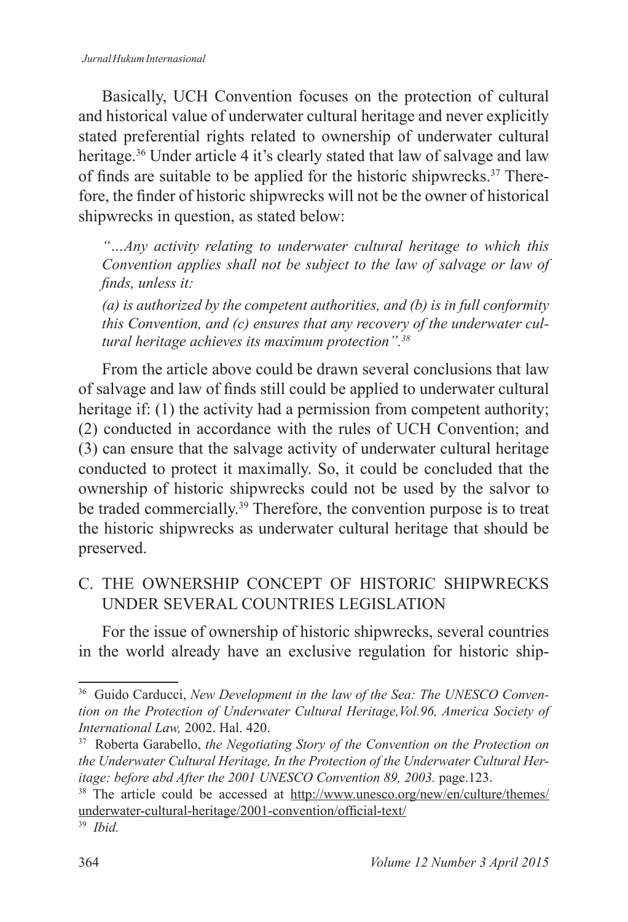Basically, UCH Convention focuses on the protection of cultural and historical value of underwater cultural heritage and never explicitly stated preferential rights related to ownership of underwater cultural heritage.[36] Under article 4 it's clearly stated that law of salvage and law of finds are suitable to be applied for the historic shipwrecks.[37] Therefore, the finder of historic shipwrecks will not be the owner of historical shipwrecks in question, as stated below:

> *"…Any activity relating to underwater cultural heritage to which this Convention applies shall not be subject to the law of salvage or law of finds, unless it:*
>
> *(a) is authorized by the competent authorities, and (b) is in full conformity this Convention, and (c) ensures that any recovery of the underwater cultural heritage achieves its maximum protection".*[38]

From the article above could be drawn several conclusions that law of salvage and law of finds still could be applied to underwater cultural heritage if: (1) the activity had a permission from competent authority; (2) conducted in accordance with the rules of UCH Convention; and (3) can ensure that the salvage activity of underwater cultural heritage conducted to protect it maximally. So, it could be concluded that the ownership of historic shipwrecks could not be used by the salvor to be traded commercially.[39] Therefore, the convention purpose is to treat the historic shipwrecks as underwater cultural heritage that should be preserved.

## C. THE OWNERSHIP CONCEPT OF HISTORIC SHIPWRECKS UNDER SEVERAL COUNTRIES LEGISLATION

For the issue of ownership of historic shipwrecks, several countries in the world already have an exclusive regulation for historic ship-

---

[36] Guido Carducci, *New Development in the law of the Sea: The UNESCO Convention on the Protection of Underwater Cultural Heritage,Vol.96, America Society of International Law,* 2002. Hal. 420.

[37] Roberta Garabello, *the Negotiating Story of the Convention on the Protection on the Underwater Cultural Heritage, In the Protection of the Underwater Cultural Heritage: before abd After the 2001 UNESCO Convention 89, 2003.* page.123.

[38] The article could be accessed at http://www.unesco.org/new/en/culture/themes/underwater-cultural-heritage/2001-convention/official-text/

[39] *Ibid.*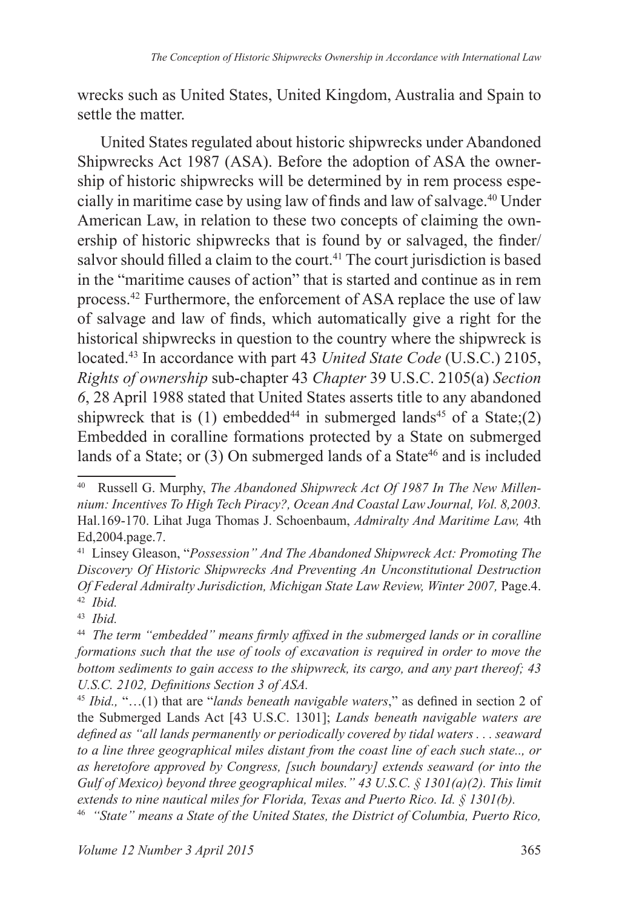wrecks such as United States, United Kingdom, Australia and Spain to settle the matter.

United States regulated about historic shipwrecks under Abandoned Shipwrecks Act 1987 (ASA). Before the adoption of ASA the ownership of historic shipwrecks will be determined by in rem process especially in maritime case by using law of finds and law of salvage.[40] Under American Law, in relation to these two concepts of claiming the ownership of historic shipwrecks that is found by or salvaged, the finder/salvor should filled a claim to the court.[41] The court jurisdiction is based in the "maritime causes of action" that is started and continue as in rem process.[42] Furthermore, the enforcement of ASA replace the use of law of salvage and law of finds, which automatically give a right for the historical shipwrecks in question to the country where the shipwreck is located.[43] In accordance with part 43 *United State Code* (U.S.C.) 2105, *Rights of ownership* sub-chapter 43 *Chapter* 39 U.S.C. 2105(a) *Section 6*, 28 April 1988 stated that United States asserts title to any abandoned shipwreck that is (1) embedded[44] in submerged lands[45] of a State;(2) Embedded in coralline formations protected by a State on submerged lands of a State; or (3) On submerged lands of a State[46] and is included

---

[40] Russell G. Murphy, *The Abandoned Shipwreck Act Of 1987 In The New Millennium: Incentives To High Tech Piracy?, Ocean And Coastal Law Journal, Vol. 8,2003.* Hal.169-170. Lihat Juga Thomas J. Schoenbaum, *Admiralty And Maritime Law,* 4th Ed,2004.page.7.

[41] Linsey Gleason, "*Possession" And The Abandoned Shipwreck Act: Promoting The Discovery Of Historic Shipwrecks And Preventing An Unconstitutional Destruction Of Federal Admiralty Jurisdiction, Michigan State Law Review, Winter 2007,* Page.4.

[42] *Ibid.*

[43] *Ibid.*

[44] *The term "embedded" means firmly affixed in the submerged lands or in coralline formations such that the use of tools of excavation is required in order to move the bottom sediments to gain access to the shipwreck, its cargo, and any part thereof; 43 U.S.C. 2102, Definitions Section 3 of ASA.*

[45] *Ibid.,* "…(1) that are "*lands beneath navigable waters*," as defined in section 2 of the Submerged Lands Act [43 U.S.C. 1301]; *Lands beneath navigable waters are defined as "all lands permanently or periodically covered by tidal waters . . . seaward to a line three geographical miles distant from the coast line of each such state.., or as heretofore approved by Congress, [such boundary] extends seaward (or into the Gulf of Mexico) beyond three geographical miles." 43 U.S.C. § 1301(a)(2). This limit extends to nine nautical miles for Florida, Texas and Puerto Rico. Id. § 1301(b).*

[46] *"State" means a State of the United States, the District of Columbia, Puerto Rico,*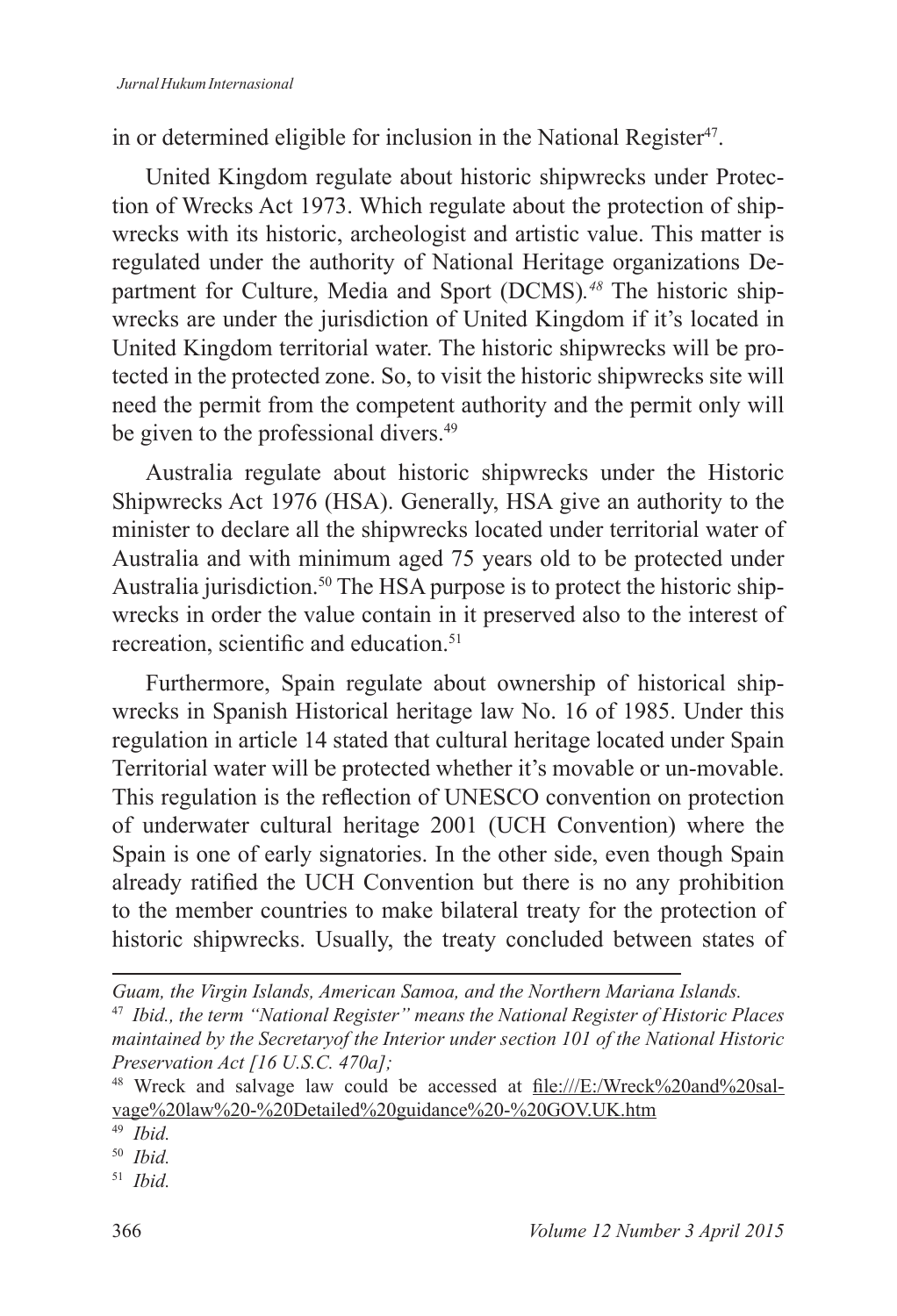in or determined eligible for inclusion in the National Register[47].

United Kingdom regulate about historic shipwrecks under Protection of Wrecks Act 1973. Which regulate about the protection of shipwrecks with its historic, archeologist and artistic value. This matter is regulated under the authority of National Heritage organizations Department for Culture, Media and Sport (DCMS).[48] The historic shipwrecks are under the jurisdiction of United Kingdom if it's located in United Kingdom territorial water. The historic shipwrecks will be protected in the protected zone. So, to visit the historic shipwrecks site will need the permit from the competent authority and the permit only will be given to the professional divers.[49]

Australia regulate about historic shipwrecks under the Historic Shipwrecks Act 1976 (HSA). Generally, HSA give an authority to the minister to declare all the shipwrecks located under territorial water of Australia and with minimum aged 75 years old to be protected under Australia jurisdiction.[50] The HSA purpose is to protect the historic shipwrecks in order the value contain in it preserved also to the interest of recreation, scientific and education.[51]

Furthermore, Spain regulate about ownership of historical shipwrecks in Spanish Historical heritage law No. 16 of 1985. Under this regulation in article 14 stated that cultural heritage located under Spain Territorial water will be protected whether it's movable or un-movable. This regulation is the reflection of UNESCO convention on protection of underwater cultural heritage 2001 (UCH Convention) where the Spain is one of early signatories. In the other side, even though Spain already ratified the UCH Convention but there is no any prohibition to the member countries to make bilateral treaty for the protection of historic shipwrecks. Usually, the treaty concluded between states of

---

*Guam, the Virgin Islands, American Samoa, and the Northern Mariana Islands.*

[47] *Ibid., the term "National Register" means the National Register of Historic Places maintained by the Secretaryof the Interior under section 101 of the National Historic Preservation Act [16 U.S.C. 470a];*

[48] Wreck and salvage law could be accessed at file:///E:/Wreck%20and%20salvage%20law%20-%20Detailed%20guidance%20-%20GOV.UK.htm

[49] *Ibid.*

[50] *Ibid.*

[51] *Ibid.*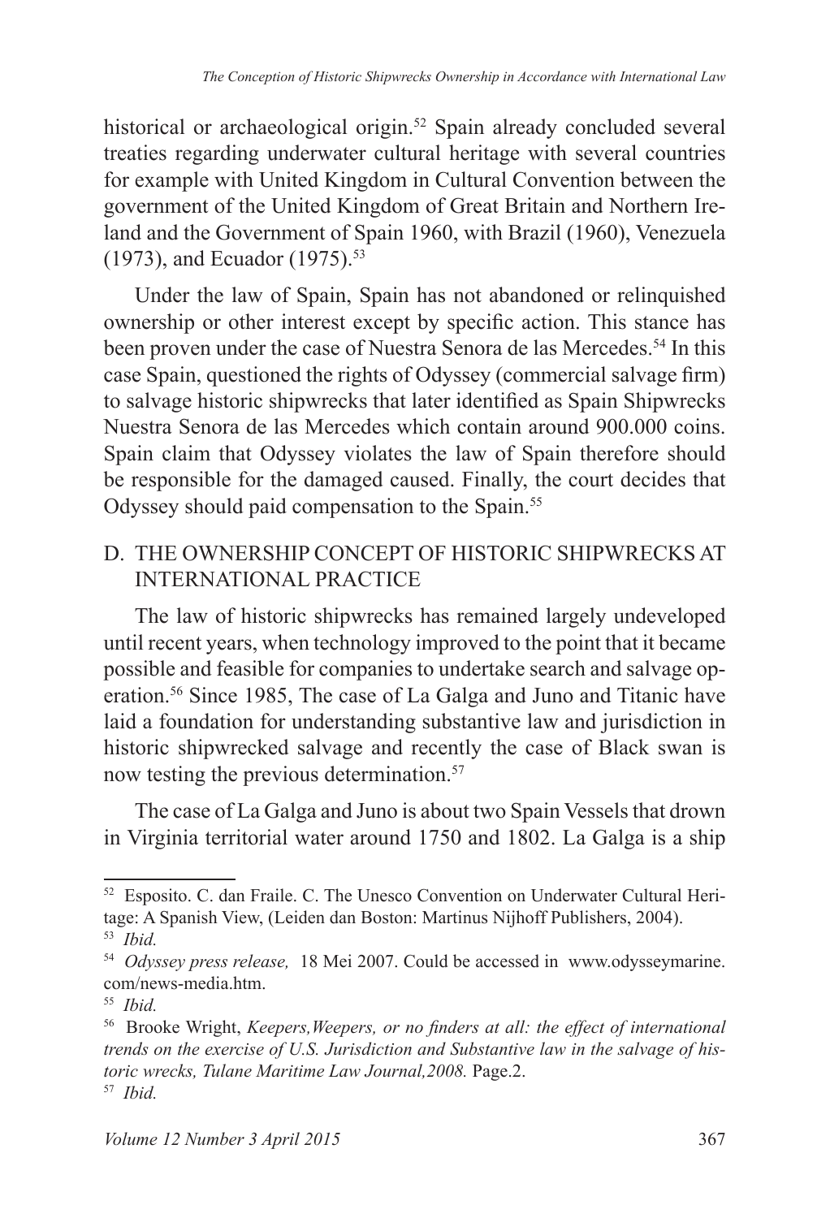historical or archaeological origin.[52] Spain already concluded several treaties regarding underwater cultural heritage with several countries for example with United Kingdom in Cultural Convention between the government of the United Kingdom of Great Britain and Northern Ireland and the Government of Spain 1960, with Brazil (1960), Venezuela (1973), and Ecuador (1975).[53]

Under the law of Spain, Spain has not abandoned or relinquished ownership or other interest except by specific action. This stance has been proven under the case of Nuestra Senora de las Mercedes.[54] In this case Spain, questioned the rights of Odyssey (commercial salvage firm) to salvage historic shipwrecks that later identified as Spain Shipwrecks Nuestra Senora de las Mercedes which contain around 900.000 coins. Spain claim that Odyssey violates the law of Spain therefore should be responsible for the damaged caused. Finally, the court decides that Odyssey should paid compensation to the Spain.[55]

## D. THE OWNERSHIP CONCEPT OF HISTORIC SHIPWRECKS AT INTERNATIONAL PRACTICE

The law of historic shipwrecks has remained largely undeveloped until recent years, when technology improved to the point that it became possible and feasible for companies to undertake search and salvage operation.[56] Since 1985, The case of La Galga and Juno and Titanic have laid a foundation for understanding substantive law and jurisdiction in historic shipwrecked salvage and recently the case of Black swan is now testing the previous determination.[57]

The case of La Galga and Juno is about two Spain Vessels that drown in Virginia territorial water around 1750 and 1802. La Galga is a ship

---

[52] Esposito. C. dan Fraile. C. The Unesco Convention on Underwater Cultural Heritage: A Spanish View, (Leiden dan Boston: Martinus Nijhoff Publishers, 2004).

[53] *Ibid.*

[54] *Odyssey press release,* 18 Mei 2007. Could be accessed in www.odysseymarine.com/news-media.htm.

[55] *Ibid.*

[56] Brooke Wright, *Keepers,Weepers, or no finders at all: the effect of international trends on the exercise of U.S. Jurisdiction and Substantive law in the salvage of historic wrecks, Tulane Maritime Law Journal,2008.* Page.2.

[57] *Ibid.*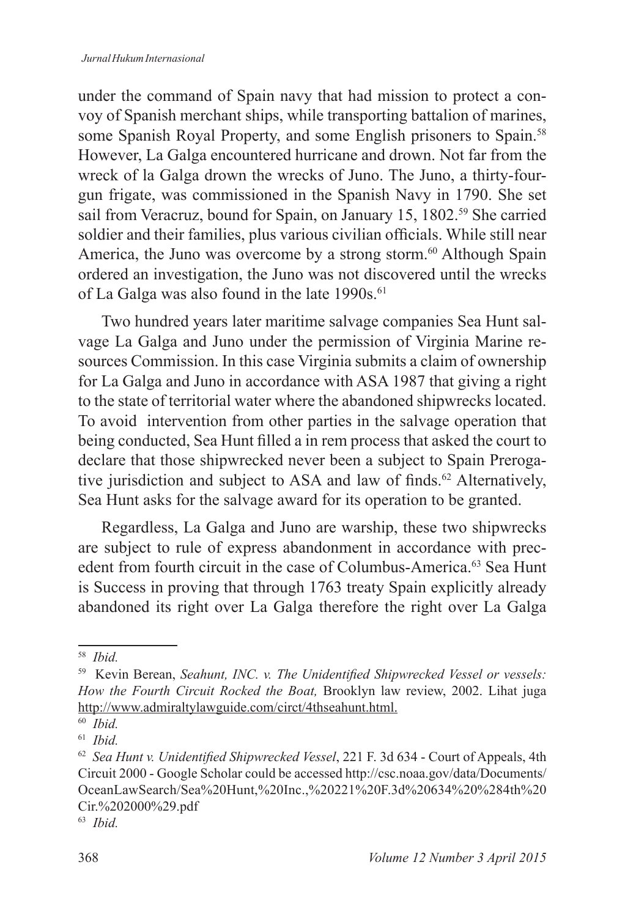under the command of Spain navy that had mission to protect a convoy of Spanish merchant ships, while transporting battalion of marines, some Spanish Royal Property, and some English prisoners to Spain.[58] However, La Galga encountered hurricane and drown. Not far from the wreck of la Galga drown the wrecks of Juno. The Juno, a thirty-four-gun frigate, was commissioned in the Spanish Navy in 1790. She set sail from Veracruz, bound for Spain, on January 15, 1802.[59] She carried soldier and their families, plus various civilian officials. While still near America, the Juno was overcome by a strong storm.[60] Although Spain ordered an investigation, the Juno was not discovered until the wrecks of La Galga was also found in the late 1990s.[61]

Two hundred years later maritime salvage companies Sea Hunt salvage La Galga and Juno under the permission of Virginia Marine resources Commission. In this case Virginia submits a claim of ownership for La Galga and Juno in accordance with ASA 1987 that giving a right to the state of territorial water where the abandoned shipwrecks located. To avoid intervention from other parties in the salvage operation that being conducted, Sea Hunt filled a in rem process that asked the court to declare that those shipwrecked never been a subject to Spain Prerogative jurisdiction and subject to ASA and law of finds.[62] Alternatively, Sea Hunt asks for the salvage award for its operation to be granted.

Regardless, La Galga and Juno are warship, these two shipwrecks are subject to rule of express abandonment in accordance with precedent from fourth circuit in the case of Columbus-America.[63] Sea Hunt is Success in proving that through 1763 treaty Spain explicitly already abandoned its right over La Galga therefore the right over La Galga

---

[58] *Ibid.*

[59] Kevin Berean, *Seahunt, INC. v. The Unidentified Shipwrecked Vessel or vessels: How the Fourth Circuit Rocked the Boat,* Brooklyn law review, 2002. Lihat juga http://www.admiraltylawguide.com/circt/4thseahunt.html.

[60] *Ibid.*

[61] *Ibid.*

[62] *Sea Hunt v. Unidentified Shipwrecked Vessel*, 221 F. 3d 634 - Court of Appeals, 4th Circuit 2000 - Google Scholar could be accessed http://csc.noaa.gov/data/Documents/OceanLawSearch/Sea%20Hunt,%20Inc.,%20221%20F.3d%20634%20%284th%20Cir.%202000%29.pdf

[63] *Ibid.*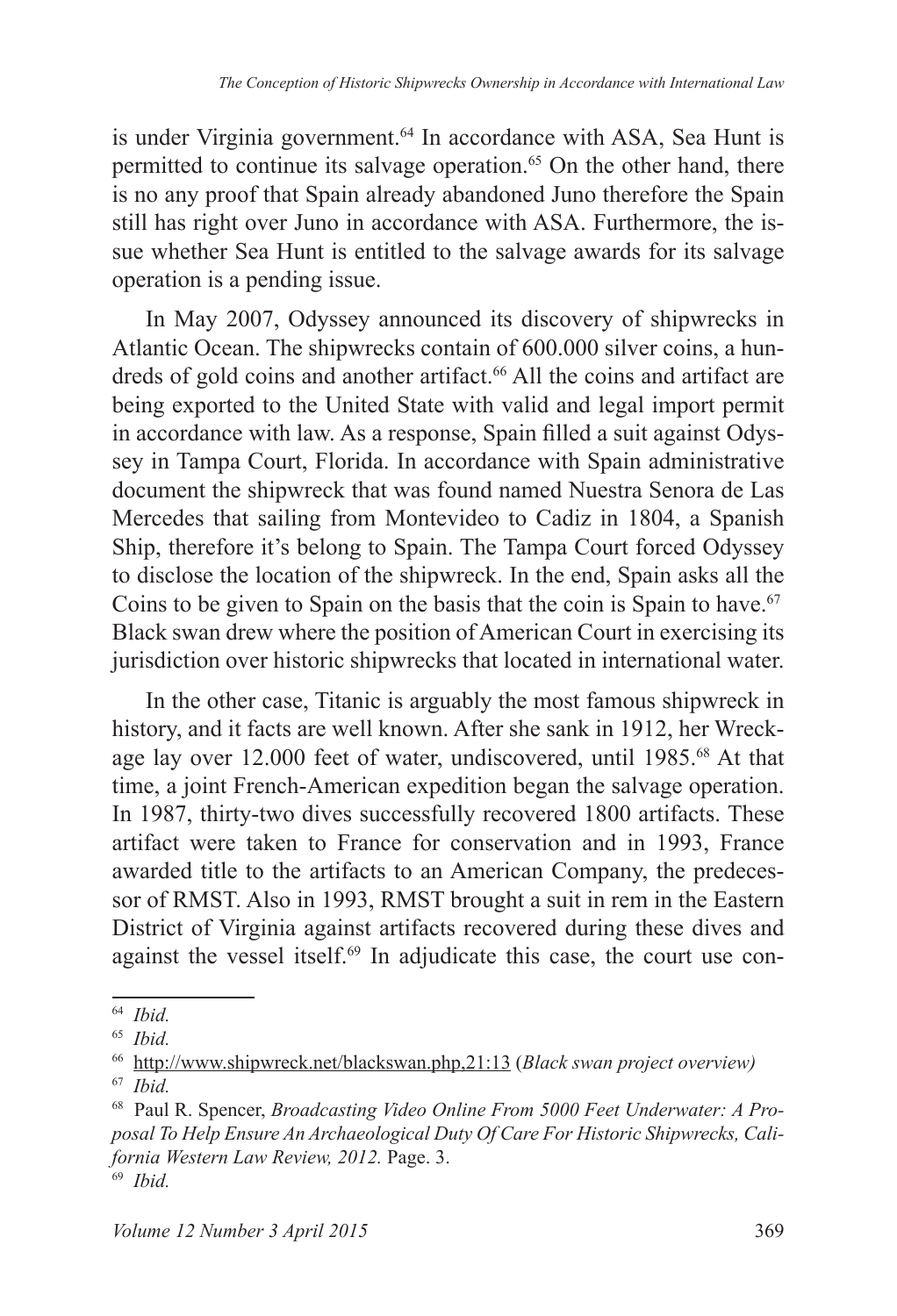is under Virginia government.[64] In accordance with ASA, Sea Hunt is permitted to continue its salvage operation.[65] On the other hand, there is no any proof that Spain already abandoned Juno therefore the Spain still has right over Juno in accordance with ASA. Furthermore, the issue whether Sea Hunt is entitled to the salvage awards for its salvage operation is a pending issue.

In May 2007, Odyssey announced its discovery of shipwrecks in Atlantic Ocean. The shipwrecks contain of 600.000 silver coins, a hundreds of gold coins and another artifact.[66] All the coins and artifact are being exported to the United State with valid and legal import permit in accordance with law. As a response, Spain filled a suit against Odyssey in Tampa Court, Florida. In accordance with Spain administrative document the shipwreck that was found named Nuestra Senora de Las Mercedes that sailing from Montevideo to Cadiz in 1804, a Spanish Ship, therefore it's belong to Spain. The Tampa Court forced Odyssey to disclose the location of the shipwreck. In the end, Spain asks all the Coins to be given to Spain on the basis that the coin is Spain to have.[67] Black swan drew where the position of American Court in exercising its jurisdiction over historic shipwrecks that located in international water.

In the other case, Titanic is arguably the most famous shipwreck in history, and it facts are well known. After she sank in 1912, her Wreckage lay over 12.000 feet of water, undiscovered, until 1985.[68] At that time, a joint French-American expedition began the salvage operation. In 1987, thirty-two dives successfully recovered 1800 artifacts. These artifact were taken to France for conservation and in 1993, France awarded title to the artifacts to an American Company, the predecessor of RMST. Also in 1993, RMST brought a suit in rem in the Eastern District of Virginia against artifacts recovered during these dives and against the vessel itself.[69] In adjudicate this case, the court use con-

---

[64] *Ibid.*

[65] *Ibid.*

[66] http://www.shipwreck.net/blackswan.php,21:13 (*Black swan project overview)*

[67] *Ibid.*

[68] Paul R. Spencer, *Broadcasting Video Online From 5000 Feet Underwater: A Proposal To Help Ensure An Archaeological Duty Of Care For Historic Shipwrecks, California Western Law Review, 2012.* Page. 3.

[69] *Ibid.*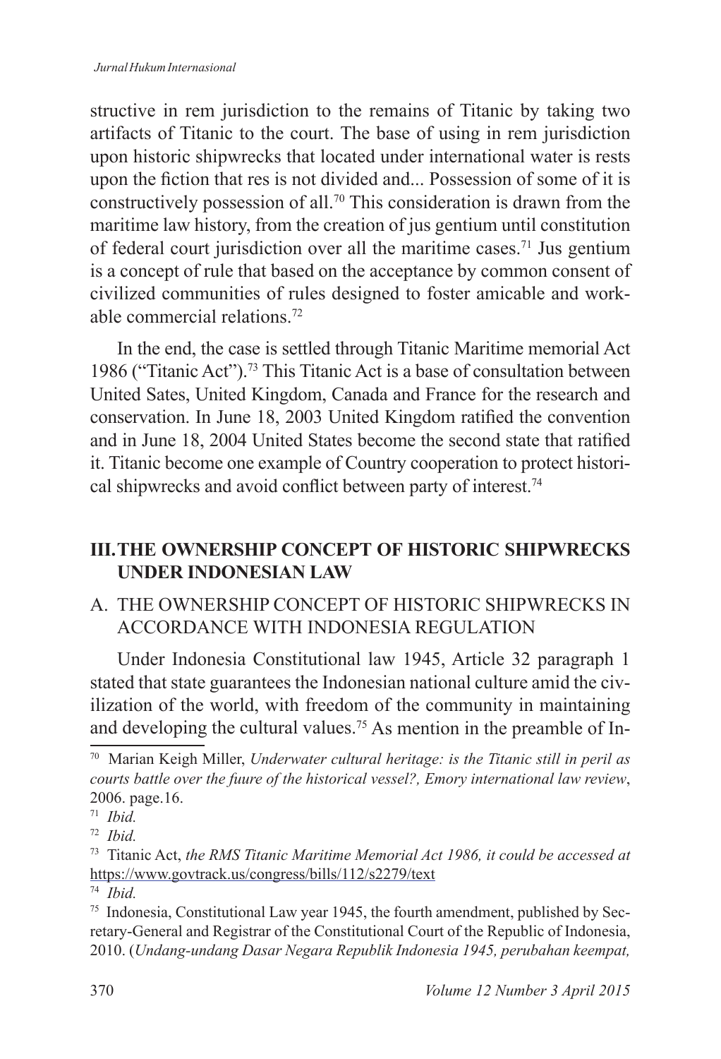structive in rem jurisdiction to the remains of Titanic by taking two artifacts of Titanic to the court. The base of using in rem jurisdiction upon historic shipwrecks that located under international water is rests upon the fiction that res is not divided and... Possession of some of it is constructively possession of all.[70] This consideration is drawn from the maritime law history, from the creation of jus gentium until constitution of federal court jurisdiction over all the maritime cases.[71] Jus gentium is a concept of rule that based on the acceptance by common consent of civilized communities of rules designed to foster amicable and workable commercial relations.[72]

In the end, the case is settled through Titanic Maritime memorial Act 1986 ("Titanic Act").[73] This Titanic Act is a base of consultation between United Sates, United Kingdom, Canada and France for the research and conservation. In June 18, 2003 United Kingdom ratified the convention and in June 18, 2004 United States become the second state that ratified it. Titanic become one example of Country cooperation to protect historical shipwrecks and avoid conflict between party of interest.[74]

## III. THE OWNERSHIP CONCEPT OF HISTORIC SHIPWRECKS UNDER INDONESIAN LAW

### A. THE OWNERSHIP CONCEPT OF HISTORIC SHIPWRECKS IN ACCORDANCE WITH INDONESIA REGULATION

Under Indonesia Constitutional law 1945, Article 32 paragraph 1 stated that state guarantees the Indonesian national culture amid the civilization of the world, with freedom of the community in maintaining and developing the cultural values.[75] As mention in the preamble of In-

---

[70] Marian Keigh Miller, *Underwater cultural heritage: is the Titanic still in peril as courts battle over the fuure of the historical vessel?, Emory international law review*, 2006. page.16.

[71] *Ibid.*

[72] *Ibid.*

[73] Titanic Act, *the RMS Titanic Maritime Memorial Act 1986, it could be accessed at* https://www.govtrack.us/congress/bills/112/s2279/text

[74] *Ibid.*

[75] Indonesia, Constitutional Law year 1945, the fourth amendment, published by Secretary-General and Registrar of the Constitutional Court of the Republic of Indonesia, 2010. (*Undang-undang Dasar Negara Republik Indonesia 1945, perubahan keempat,*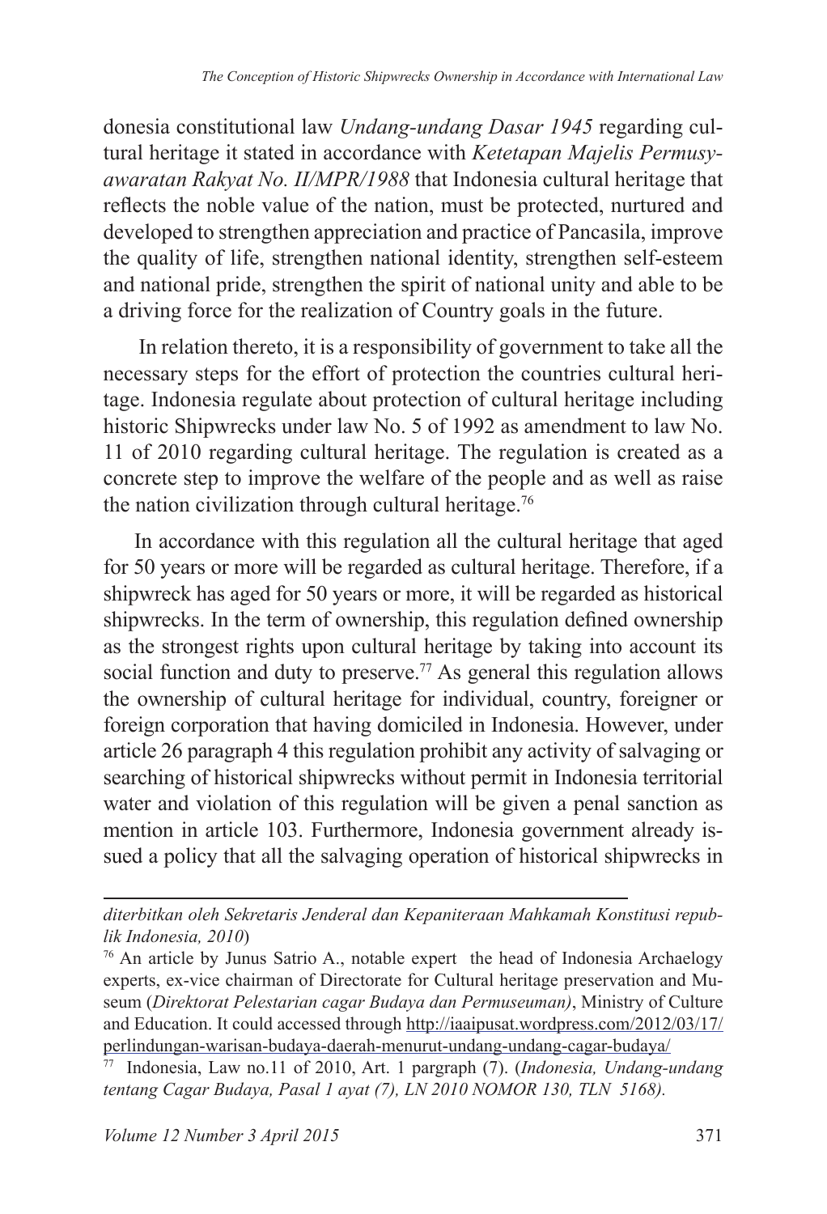donesia constitutional law *Undang-undang Dasar 1945* regarding cultural heritage it stated in accordance with *Ketetapan Majelis Permusyawaratan Rakyat No. II/MPR/1988* that Indonesia cultural heritage that reflects the noble value of the nation, must be protected, nurtured and developed to strengthen appreciation and practice of Pancasila, improve the quality of life, strengthen national identity, strengthen self-esteem and national pride, strengthen the spirit of national unity and able to be a driving force for the realization of Country goals in the future.

In relation thereto, it is a responsibility of government to take all the necessary steps for the effort of protection the countries cultural heritage. Indonesia regulate about protection of cultural heritage including historic Shipwrecks under law No. 5 of 1992 as amendment to law No. 11 of 2010 regarding cultural heritage. The regulation is created as a concrete step to improve the welfare of the people and as well as raise the nation civilization through cultural heritage.[76]

In accordance with this regulation all the cultural heritage that aged for 50 years or more will be regarded as cultural heritage. Therefore, if a shipwreck has aged for 50 years or more, it will be regarded as historical shipwrecks. In the term of ownership, this regulation defined ownership as the strongest rights upon cultural heritage by taking into account its social function and duty to preserve.[77] As general this regulation allows the ownership of cultural heritage for individual, country, foreigner or foreign corporation that having domiciled in Indonesia. However, under article 26 paragraph 4 this regulation prohibit any activity of salvaging or searching of historical shipwrecks without permit in Indonesia territorial water and violation of this regulation will be given a penal sanction as mention in article 103. Furthermore, Indonesia government already issued a policy that all the salvaging operation of historical shipwrecks in

---

*diterbitkan oleh Sekretaris Jenderal dan Kepaniteraan Mahkamah Konstitusi republik Indonesia, 2010*)

[76] An article by Junus Satrio A., notable expert the head of Indonesia Archaelogy experts, ex-vice chairman of Directorate for Cultural heritage preservation and Museum (*Direktorat Pelestarian cagar Budaya dan Permuseuman)*, Ministry of Culture and Education. It could accessed through http://iaaipusat.wordpress.com/2012/03/17/perlindungan-warisan-budaya-daerah-menurut-undang-undang-cagar-budaya/

[77] Indonesia, Law no.11 of 2010, Art. 1 pargraph (7). (*Indonesia, Undang-undang tentang Cagar Budaya, Pasal 1 ayat (7), LN 2010 NOMOR 130, TLN 5168).*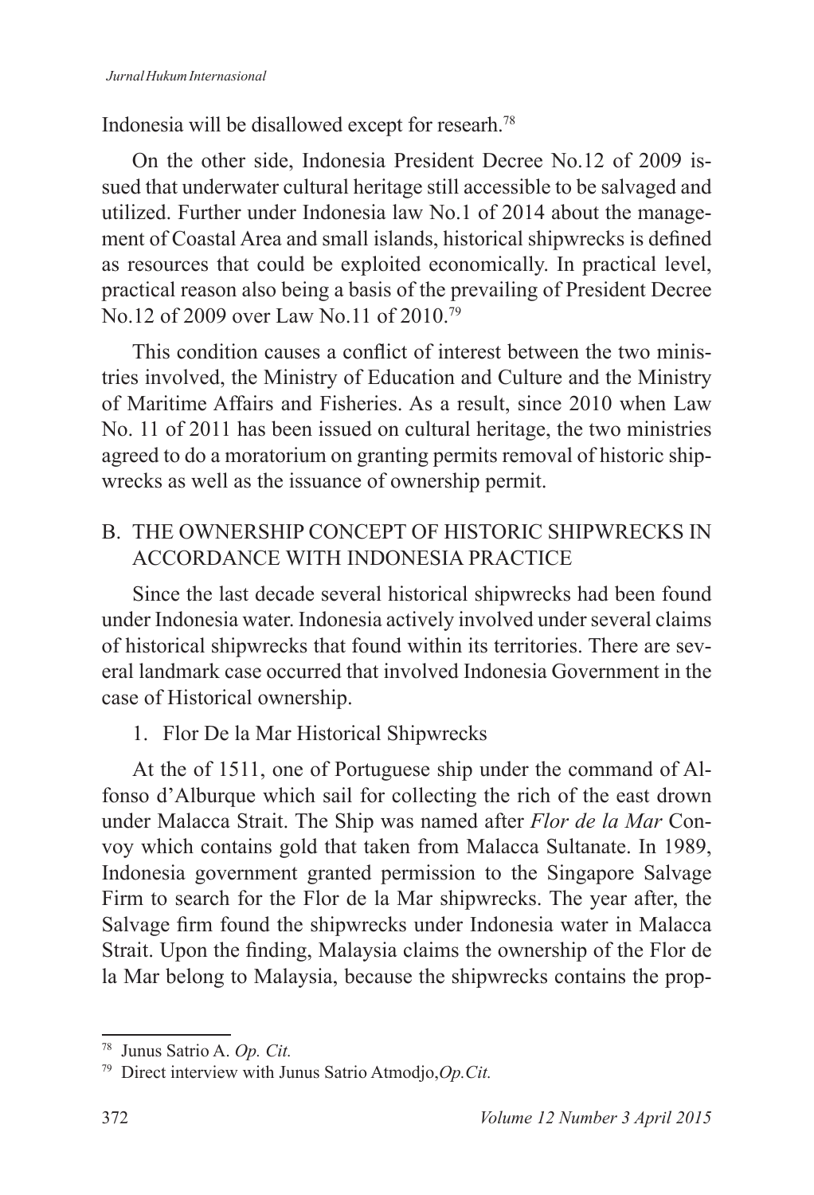Indonesia will be disallowed except for researh.[78]

On the other side, Indonesia President Decree No.12 of 2009 issued that underwater cultural heritage still accessible to be salvaged and utilized. Further under Indonesia law No.1 of 2014 about the management of Coastal Area and small islands, historical shipwrecks is defined as resources that could be exploited economically. In practical level, practical reason also being a basis of the prevailing of President Decree No.12 of 2009 over Law No.11 of 2010.[79]

This condition causes a conflict of interest between the two ministries involved, the Ministry of Education and Culture and the Ministry of Maritime Affairs and Fisheries. As a result, since 2010 when Law No. 11 of 2011 has been issued on cultural heritage, the two ministries agreed to do a moratorium on granting permits removal of historic shipwrecks as well as the issuance of ownership permit.

## B. THE OWNERSHIP CONCEPT OF HISTORIC SHIPWRECKS IN ACCORDANCE WITH INDONESIA PRACTICE

Since the last decade several historical shipwrecks had been found under Indonesia water. Indonesia actively involved under several claims of historical shipwrecks that found within its territories. There are several landmark case occurred that involved Indonesia Government in the case of Historical ownership.

### 1. Flor De la Mar Historical Shipwrecks

At the of 1511, one of Portuguese ship under the command of Alfonso d'Alburque which sail for collecting the rich of the east drown under Malacca Strait. The Ship was named after *Flor de la Mar* Convoy which contains gold that taken from Malacca Sultanate. In 1989, Indonesia government granted permission to the Singapore Salvage Firm to search for the Flor de la Mar shipwrecks. The year after, the Salvage firm found the shipwrecks under Indonesia water in Malacca Strait. Upon the finding, Malaysia claims the ownership of the Flor de la Mar belong to Malaysia, because the shipwrecks contains the prop-

---

[78] Junus Satrio A. *Op. Cit.*

[79] Direct interview with Junus Satrio Atmodjo,*Op.Cit.*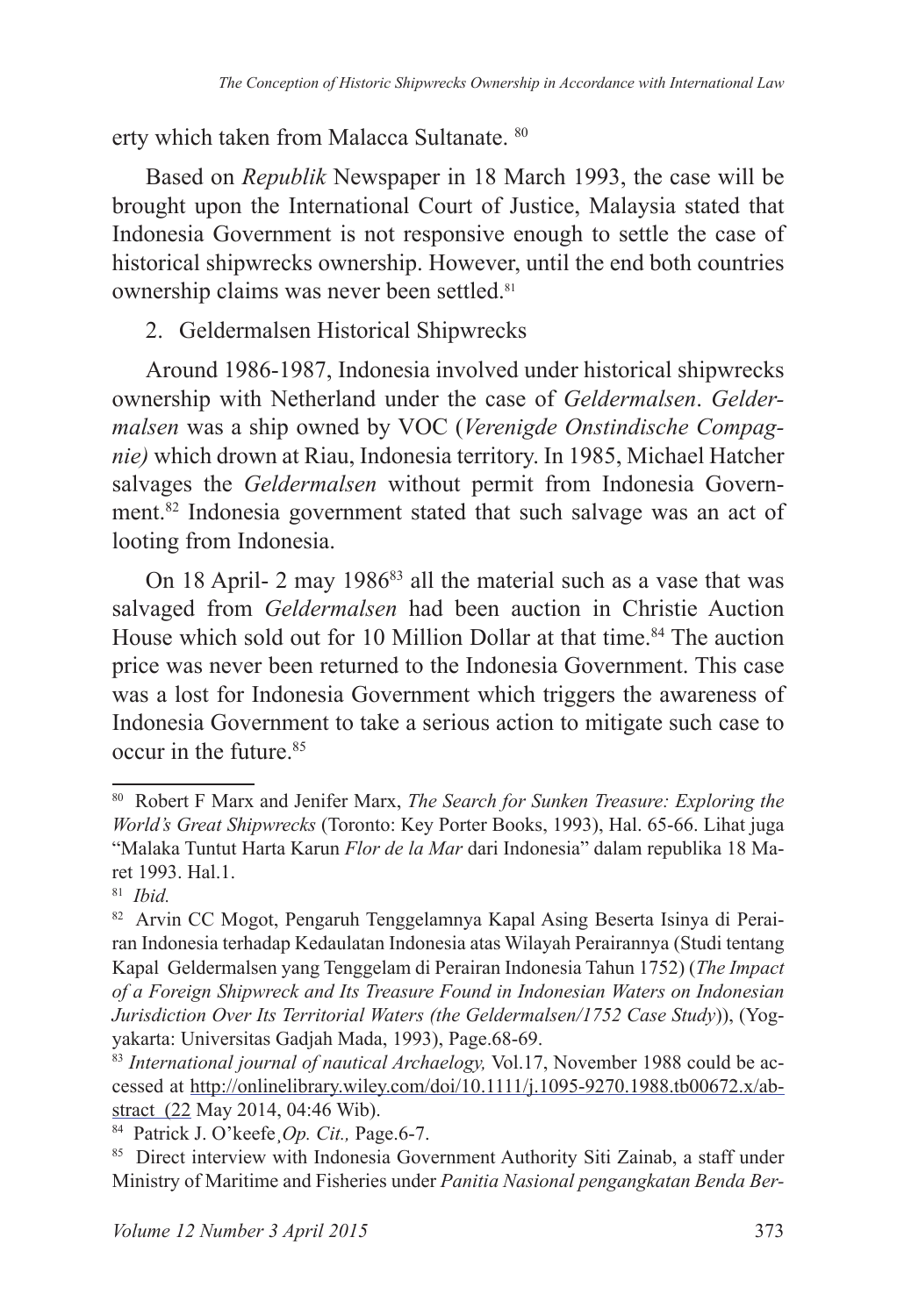erty which taken from Malacca Sultanate. [80]

Based on *Republik* Newspaper in 18 March 1993, the case will be brought upon the International Court of Justice, Malaysia stated that Indonesia Government is not responsive enough to settle the case of historical shipwrecks ownership. However, until the end both countries ownership claims was never been settled.[81]

2. Geldermalsen Historical Shipwrecks

Around 1986-1987, Indonesia involved under historical shipwrecks ownership with Netherland under the case of *Geldermalsen*. *Geldermalsen* was a ship owned by VOC (*Verenigde Onstindische Compagnie)* which drown at Riau, Indonesia territory. In 1985, Michael Hatcher salvages the *Geldermalsen* without permit from Indonesia Government.[82] Indonesia government stated that such salvage was an act of looting from Indonesia.

On 18 April- 2 may 1986[83] all the material such as a vase that was salvaged from *Geldermalsen* had been auction in Christie Auction House which sold out for 10 Million Dollar at that time.[84] The auction price was never been returned to the Indonesia Government. This case was a lost for Indonesia Government which triggers the awareness of Indonesia Government to take a serious action to mitigate such case to occur in the future.[85]

---

[80] Robert F Marx and Jenifer Marx, *The Search for Sunken Treasure: Exploring the World's Great Shipwrecks* (Toronto: Key Porter Books, 1993), Hal. 65-66. Lihat juga "Malaka Tuntut Harta Karun *Flor de la Mar* dari Indonesia" dalam republika 18 Maret 1993. Hal.1.

[81] *Ibid.*

[82] Arvin CC Mogot, Pengaruh Tenggelamnya Kapal Asing Beserta Isinya di Perairan Indonesia terhadap Kedaulatan Indonesia atas Wilayah Perairannya (Studi tentang Kapal Geldermalsen yang Tenggelam di Perairan Indonesia Tahun 1752) (*The Impact of a Foreign Shipwreck and Its Treasure Found in Indonesian Waters on Indonesian Jurisdiction Over Its Territorial Waters (the Geldermalsen/1752 Case Study*)), (Yogyakarta: Universitas Gadjah Mada, 1993), Page.68-69.

[83] *International journal of nautical Archaelogy,* Vol.17, November 1988 could be accessed at http://onlinelibrary.wiley.com/doi/10.1111/j.1095-9270.1988.tb00672.x/abstract (22 May 2014, 04:46 Wib).

[84] Patrick J. O'keefe¸*Op. Cit.,* Page.6-7.

[85] Direct interview with Indonesia Government Authority Siti Zainab, a staff under Ministry of Maritime and Fisheries under *Panitia Nasional pengangkatan Benda Ber-*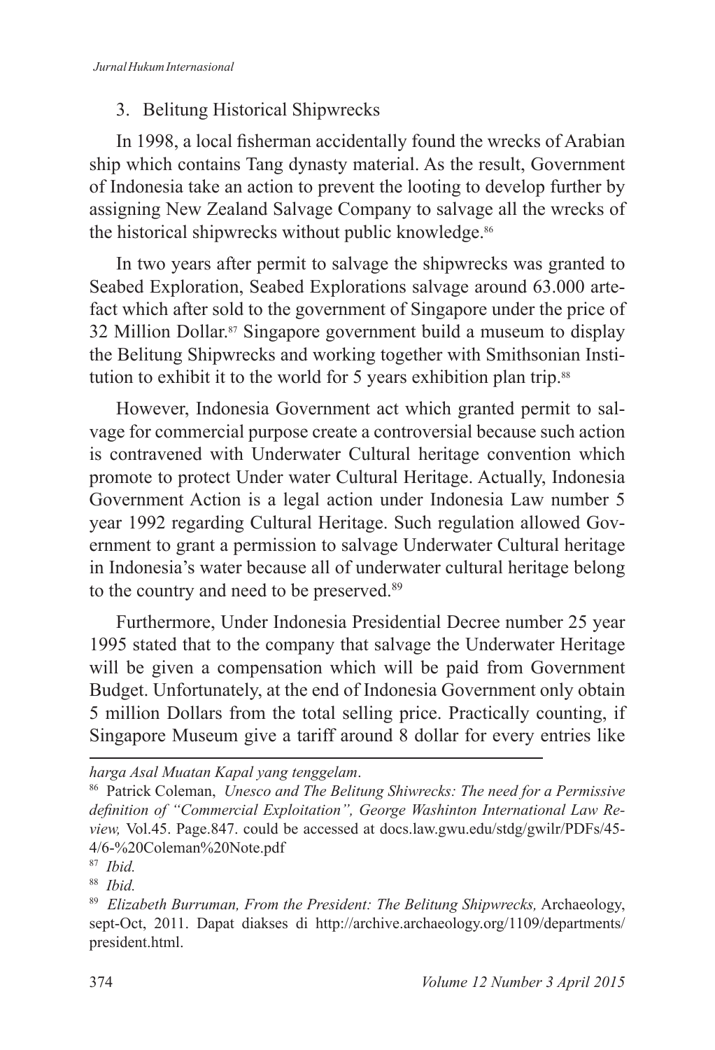3. Belitung Historical Shipwrecks

In 1998, a local fisherman accidentally found the wrecks of Arabian ship which contains Tang dynasty material. As the result, Government of Indonesia take an action to prevent the looting to develop further by assigning New Zealand Salvage Company to salvage all the wrecks of the historical shipwrecks without public knowledge.[86]

In two years after permit to salvage the shipwrecks was granted to Seabed Exploration, Seabed Explorations salvage around 63.000 artefact which after sold to the government of Singapore under the price of 32 Million Dollar.[87] Singapore government build a museum to display the Belitung Shipwrecks and working together with Smithsonian Institution to exhibit it to the world for 5 years exhibition plan trip.[88]

However, Indonesia Government act which granted permit to salvage for commercial purpose create a controversial because such action is contravened with Underwater Cultural heritage convention which promote to protect Under water Cultural Heritage. Actually, Indonesia Government Action is a legal action under Indonesia Law number 5 year 1992 regarding Cultural Heritage. Such regulation allowed Government to grant a permission to salvage Underwater Cultural heritage in Indonesia's water because all of underwater cultural heritage belong to the country and need to be preserved.[89]

Furthermore, Under Indonesia Presidential Decree number 25 year 1995 stated that to the company that salvage the Underwater Heritage will be given a compensation which will be paid from Government Budget. Unfortunately, at the end of Indonesia Government only obtain 5 million Dollars from the total selling price. Practically counting, if Singapore Museum give a tariff around 8 dollar for every entries like

---

*harga Asal Muatan Kapal yang tenggelam*.

[86] Patrick Coleman, *Unesco and The Belitung Shiwrecks: The need for a Permissive definition of "Commercial Exploitation", George Washinton International Law Review,* Vol.45. Page.847. could be accessed at docs.law.gwu.edu/stdg/gwilr/PDFs/45-4/6-%20Coleman%20Note.pdf

[87] *Ibid.*

[88] *Ibid.*

[89] *Elizabeth Burruman, From the President: The Belitung Shipwrecks,* Archaeology, sept-Oct, 2011. Dapat diakses di http://archive.archaeology.org/1109/departments/president.html.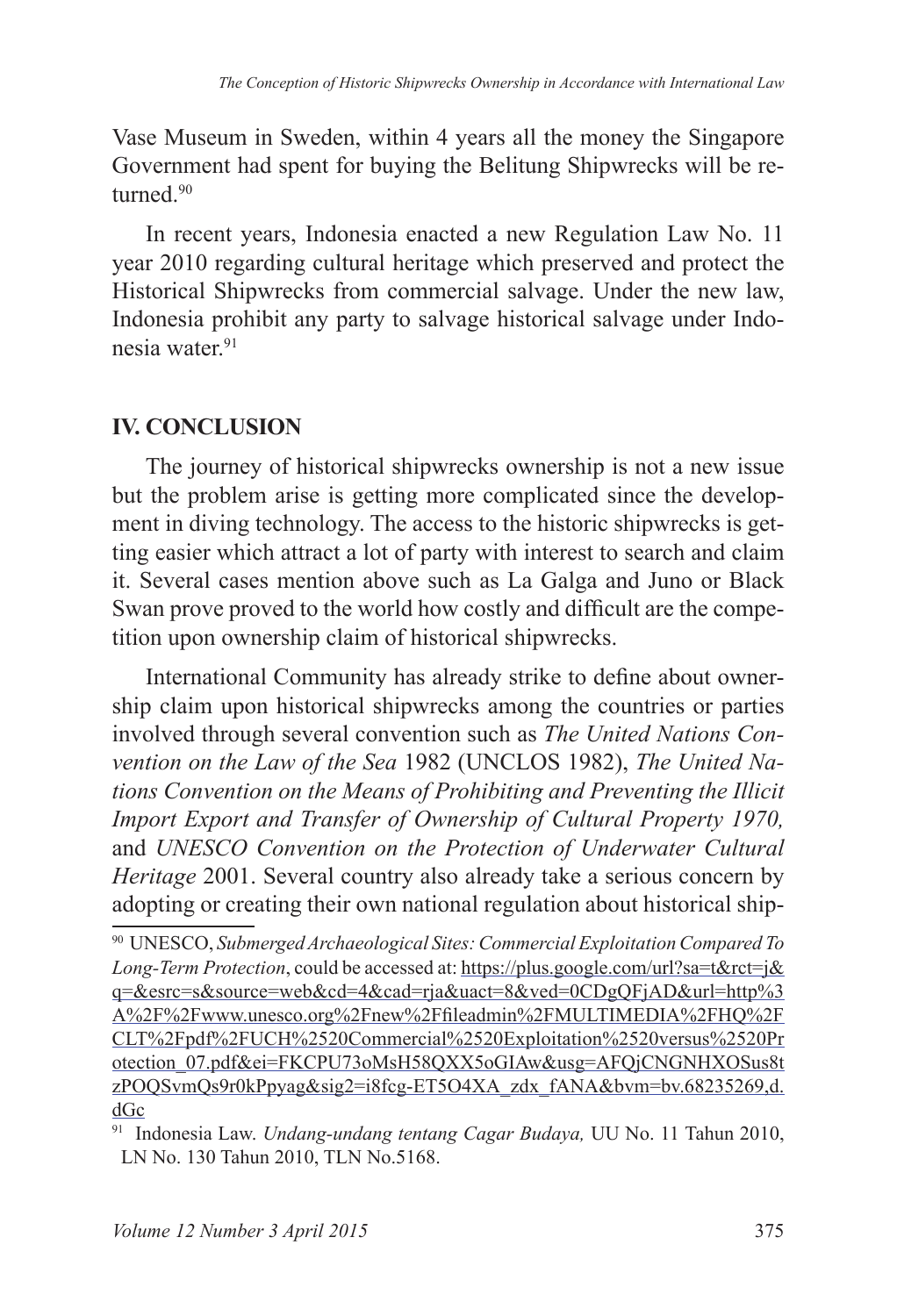Vase Museum in Sweden, within 4 years all the money the Singapore Government had spent for buying the Belitung Shipwrecks will be returned.[90]

In recent years, Indonesia enacted a new Regulation Law No. 11 year 2010 regarding cultural heritage which preserved and protect the Historical Shipwrecks from commercial salvage. Under the new law, Indonesia prohibit any party to salvage historical salvage under Indonesia water.[91]

## IV. CONCLUSION

The journey of historical shipwrecks ownership is not a new issue but the problem arise is getting more complicated since the development in diving technology. The access to the historic shipwrecks is getting easier which attract a lot of party with interest to search and claim it. Several cases mention above such as La Galga and Juno or Black Swan prove proved to the world how costly and difficult are the competition upon ownership claim of historical shipwrecks.

International Community has already strike to define about ownership claim upon historical shipwrecks among the countries or parties involved through several convention such as *The United Nations Convention on the Law of the Sea* 1982 (UNCLOS 1982), *The United Nations Convention on the Means of Prohibiting and Preventing the Illicit Import Export and Transfer of Ownership of Cultural Property 1970,* and *UNESCO Convention on the Protection of Underwater Cultural Heritage* 2001. Several country also already take a serious concern by adopting or creating their own national regulation about historical ship-

---

[90] UNESCO, *Submerged Archaeological Sites: Commercial Exploitation Compared To Long-Term Protection*, could be accessed at: https://plus.google.com/url?sa=t&rct=j&q=&esrc=s&source=web&cd=4&cad=rja&uact=8&ved=0CDgQFjAD&url=http%3A%2F%2Fwww.unesco.org%2Fnew%2Ffileadmin%2FMULTIMEDIA%2FHQ%2FCLT%2Fpdf%2FUCH%2520Commercial%2520Exploitation%2520versus%2520Protection_07.pdf&ei=FKCPU73oMsH58QXX5oGIAw&usg=AFQjCNGNHXOSus8tzPOQSvmQs9r0kPpyag&sig2=i8fcg-ET5O4XA_zdx_fANA&bvm=bv.68235269,d.dGc

[91] Indonesia Law. *Undang-undang tentang Cagar Budaya,* UU No. 11 Tahun 2010, LN No. 130 Tahun 2010, TLN No.5168.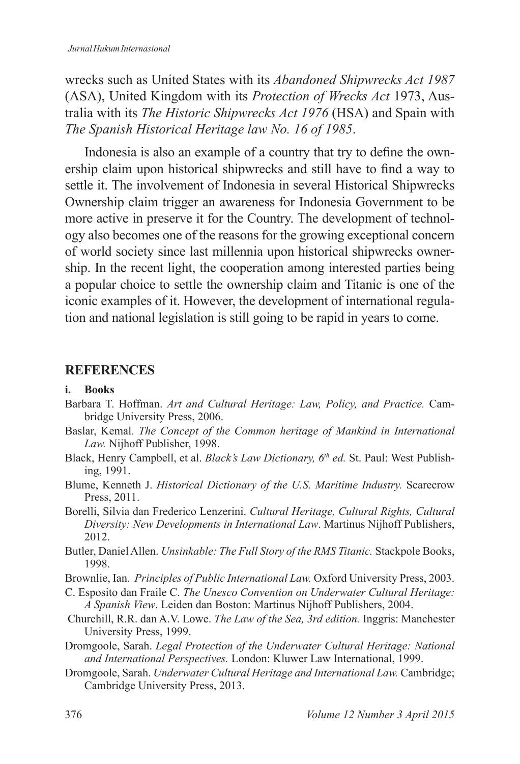wrecks such as United States with its *Abandoned Shipwrecks Act 1987* (ASA), United Kingdom with its *Protection of Wrecks Act* 1973, Australia with its *The Historic Shipwrecks Act 1976* (HSA) and Spain with *The Spanish Historical Heritage law No. 16 of 1985*.

Indonesia is also an example of a country that try to define the ownership claim upon historical shipwrecks and still have to find a way to settle it. The involvement of Indonesia in several Historical Shipwrecks Ownership claim trigger an awareness for Indonesia Government to be more active in preserve it for the Country. The development of technology also becomes one of the reasons for the growing exceptional concern of world society since last millennia upon historical shipwrecks ownership. In the recent light, the cooperation among interested parties being a popular choice to settle the ownership claim and Titanic is one of the iconic examples of it. However, the development of international regulation and national legislation is still going to be rapid in years to come.

## REFERENCES

### i. Books

Barbara T. Hoffman. *Art and Cultural Heritage: Law, Policy, and Practice.* Cambridge University Press, 2006.

Baslar, Kemal*. The Concept of the Common heritage of Mankind in International Law.* Nijhoff Publisher, 1998.

Black, Henry Campbell, et al. *Black's Law Dictionary, 6th ed.* St. Paul: West Publishing, 1991.

Blume, Kenneth J. *Historical Dictionary of the U.S. Maritime Industry.* Scarecrow Press, 2011.

Borelli, Silvia dan Frederico Lenzerini. *Cultural Heritage, Cultural Rights, Cultural Diversity: New Developments in International Law*. Martinus Nijhoff Publishers, 2012.

Butler, Daniel Allen. *Unsinkable: The Full Story of the RMS Titanic.* Stackpole Books, 1998.

Brownlie, Ian. *Principles of Public International Law.* Oxford University Press, 2003.

C. Esposito dan Fraile C. *The Unesco Convention on Underwater Cultural Heritage: A Spanish View*. Leiden dan Boston: Martinus Nijhoff Publishers, 2004.

Churchill, R.R. dan A.V. Lowe. *The Law of the Sea, 3rd edition.* Inggris: Manchester University Press, 1999.

Dromgoole, Sarah. *Legal Protection of the Underwater Cultural Heritage: National and International Perspectives.* London: Kluwer Law International, 1999.

Dromgoole, Sarah. *Underwater Cultural Heritage and International Law.* Cambridge; Cambridge University Press, 2013.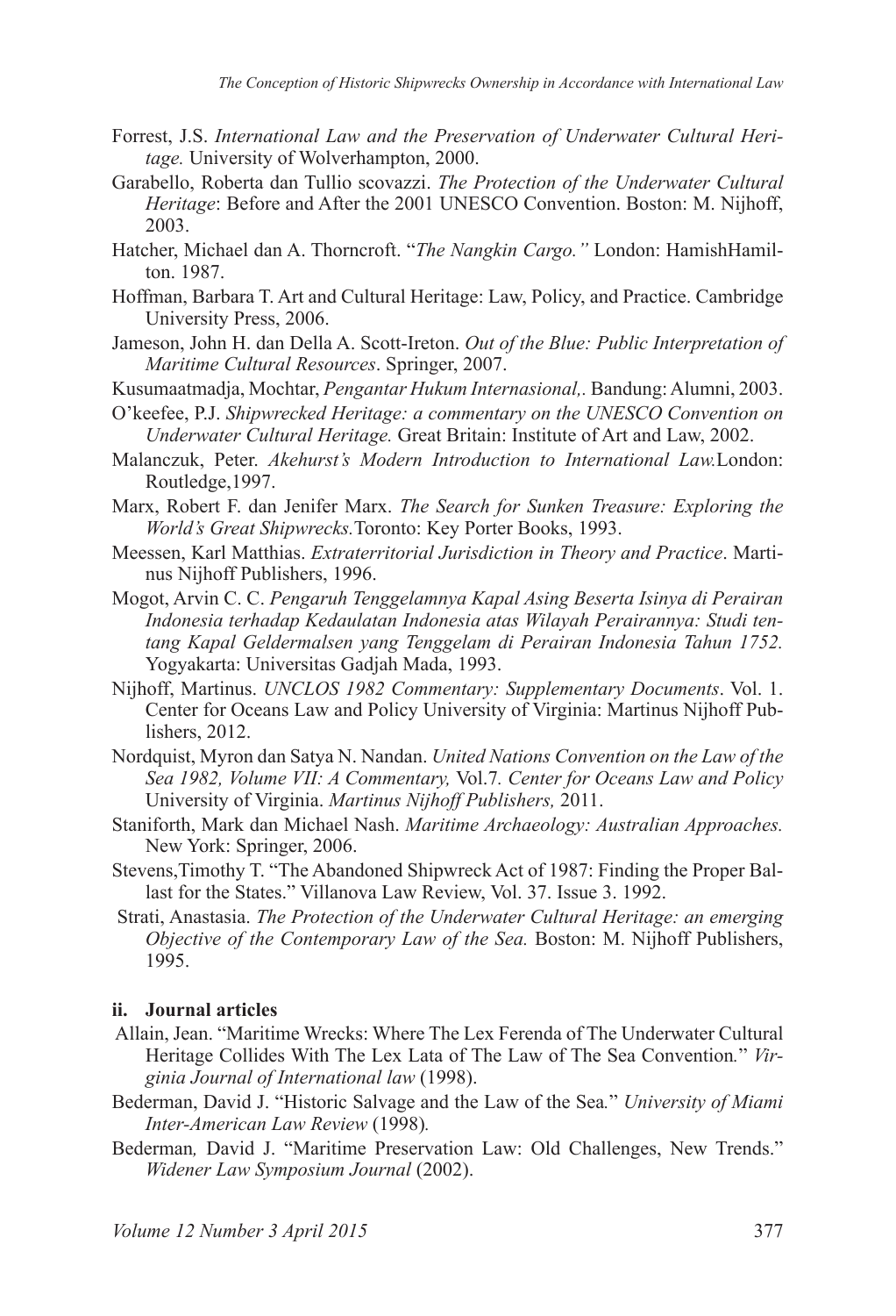Forrest, J.S. *International Law and the Preservation of Underwater Cultural Heritage.* University of Wolverhampton, 2000.

Garabello, Roberta dan Tullio scovazzi. *The Protection of the Underwater Cultural Heritage*: Before and After the 2001 UNESCO Convention. Boston: M. Nijhoff, 2003.

Hatcher, Michael dan A. Thorncroft. "*The Nangkin Cargo.*" London: HamishHamilton. 1987.

Hoffman, Barbara T. Art and Cultural Heritage: Law, Policy, and Practice. Cambridge University Press, 2006.

Jameson, John H. dan Della A. Scott-Ireton. *Out of the Blue: Public Interpretation of Maritime Cultural Resources*. Springer, 2007.

Kusumaatmadja, Mochtar, *Pengantar Hukum Internasional,*. Bandung: Alumni, 2003.

O'keefee, P.J. *Shipwrecked Heritage: a commentary on the UNESCO Convention on Underwater Cultural Heritage.* Great Britain: Institute of Art and Law, 2002.

Malanczuk, Peter. *Akehurst's Modern Introduction to International Law.*London: Routledge,1997.

Marx, Robert F. dan Jenifer Marx. *The Search for Sunken Treasure: Exploring the World's Great Shipwrecks.*Toronto: Key Porter Books, 1993.

Meessen, Karl Matthias. *Extraterritorial Jurisdiction in Theory and Practice*. Martinus Nijhoff Publishers, 1996.

Mogot, Arvin C. C. *Pengaruh Tenggelamnya Kapal Asing Beserta Isinya di Perairan Indonesia terhadap Kedaulatan Indonesia atas Wilayah Perairannya: Studi tentang Kapal Geldermalsen yang Tenggelam di Perairan Indonesia Tahun 1752.* Yogyakarta: Universitas Gadjah Mada, 1993.

Nijhoff, Martinus. *UNCLOS 1982 Commentary: Supplementary Documents*. Vol. 1. Center for Oceans Law and Policy University of Virginia: Martinus Nijhoff Publishers, 2012.

Nordquist, Myron dan Satya N. Nandan. *United Nations Convention on the Law of the Sea 1982, Volume VII: A Commentary,* Vol.7*. Center for Oceans Law and Policy* University of Virginia. *Martinus Nijhoff Publishers,* 2011.

Staniforth, Mark dan Michael Nash. *Maritime Archaeology: Australian Approaches.* New York: Springer, 2006.

Stevens,Timothy T. "The Abandoned Shipwreck Act of 1987: Finding the Proper Ballast for the States." Villanova Law Review, Vol. 37. Issue 3. 1992.

Strati, Anastasia. *The Protection of the Underwater Cultural Heritage: an emerging Objective of the Contemporary Law of the Sea.* Boston: M. Nijhoff Publishers, 1995.

**ii. Journal articles**

Allain, Jean. "Maritime Wrecks: Where The Lex Ferenda of The Underwater Cultural Heritage Collides With The Lex Lata of The Law of The Sea Convention*.*" *Virginia Journal of International law* (1998).

Bederman, David J. "Historic Salvage and the Law of the Sea*.*" *University of Miami Inter-American Law Review* (1998)*.*

Bederman*,* David J. "Maritime Preservation Law: Old Challenges, New Trends." *Widener Law Symposium Journal* (2002).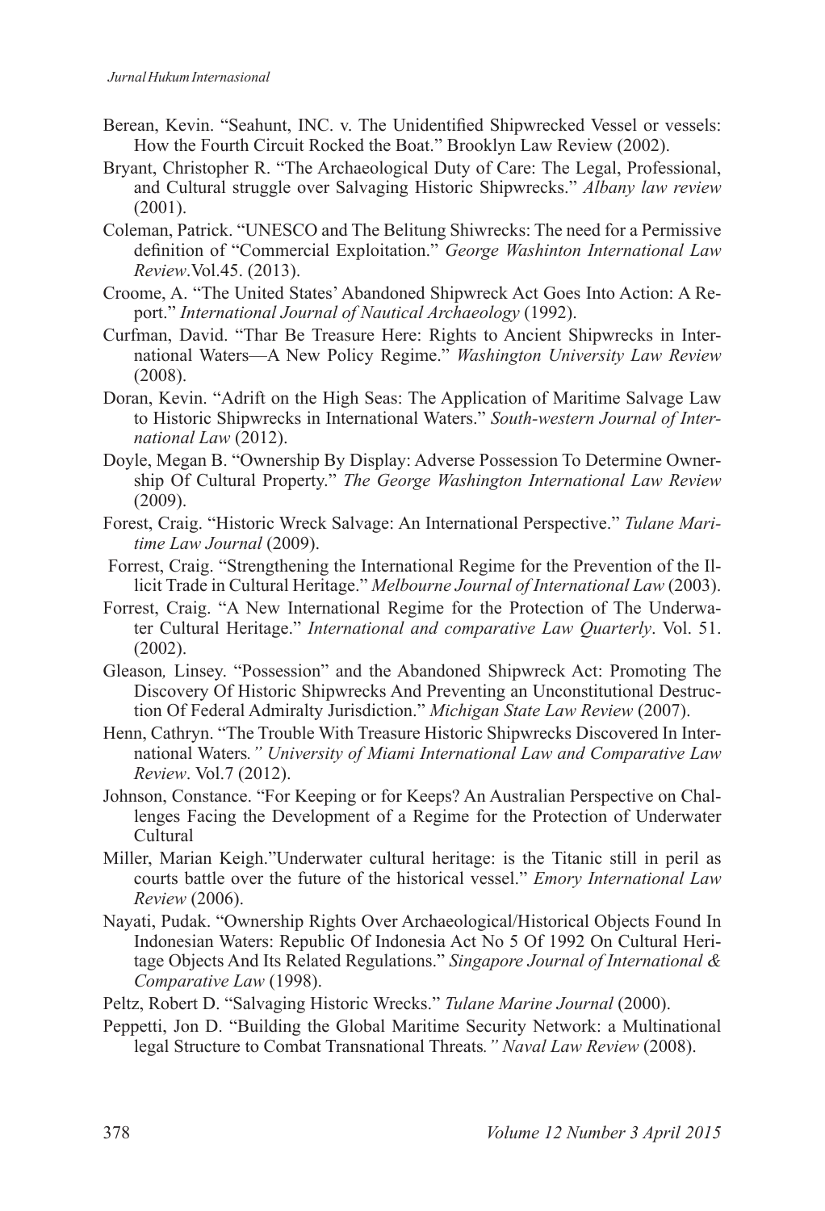Berean, Kevin. "Seahunt, INC. v. The Unidentified Shipwrecked Vessel or vessels: How the Fourth Circuit Rocked the Boat." Brooklyn Law Review (2002).

Bryant, Christopher R. "The Archaeological Duty of Care: The Legal, Professional, and Cultural struggle over Salvaging Historic Shipwrecks." *Albany law review* (2001).

Coleman, Patrick. "UNESCO and The Belitung Shiwrecks: The need for a Permissive definition of "Commercial Exploitation." *George Washinton International Law Review*.Vol.45. (2013).

Croome, A. "The United States' Abandoned Shipwreck Act Goes Into Action: A Report." *International Journal of Nautical Archaeology* (1992).

Curfman, David. "Thar Be Treasure Here: Rights to Ancient Shipwrecks in International Waters—A New Policy Regime." *Washington University Law Review* (2008).

Doran, Kevin. "Adrift on the High Seas: The Application of Maritime Salvage Law to Historic Shipwrecks in International Waters." *South-western Journal of International Law* (2012).

Doyle, Megan B. "Ownership By Display: Adverse Possession To Determine Ownership Of Cultural Property." *The George Washington International Law Review* (2009).

Forest, Craig. "Historic Wreck Salvage: An International Perspective." *Tulane Maritime Law Journal* (2009).

Forrest, Craig. "Strengthening the International Regime for the Prevention of the Illicit Trade in Cultural Heritage." *Melbourne Journal of International Law* (2003).

Forrest, Craig. "A New International Regime for the Protection of The Underwater Cultural Heritage." *International and comparative Law Quarterly*. Vol. 51. (2002).

Gleason*,* Linsey. "Possession" and the Abandoned Shipwreck Act: Promoting The Discovery Of Historic Shipwrecks And Preventing an Unconstitutional Destruction Of Federal Admiralty Jurisdiction." *Michigan State Law Review* (2007).

Henn, Cathryn. "The Trouble With Treasure Historic Shipwrecks Discovered In International Waters*." University of Miami International Law and Comparative Law Review*. Vol.7 (2012).

Johnson, Constance. "For Keeping or for Keeps? An Australian Perspective on Challenges Facing the Development of a Regime for the Protection of Underwater Cultural

Miller, Marian Keigh."Underwater cultural heritage: is the Titanic still in peril as courts battle over the future of the historical vessel." *Emory International Law Review* (2006).

Nayati, Pudak. "Ownership Rights Over Archaeological/Historical Objects Found In Indonesian Waters: Republic Of Indonesia Act No 5 Of 1992 On Cultural Heritage Objects And Its Related Regulations." *Singapore Journal of International & Comparative Law* (1998).

Peltz, Robert D. "Salvaging Historic Wrecks." *Tulane Marine Journal* (2000).

Peppetti, Jon D. "Building the Global Maritime Security Network: a Multinational legal Structure to Combat Transnational Threats*." Naval Law Review* (2008).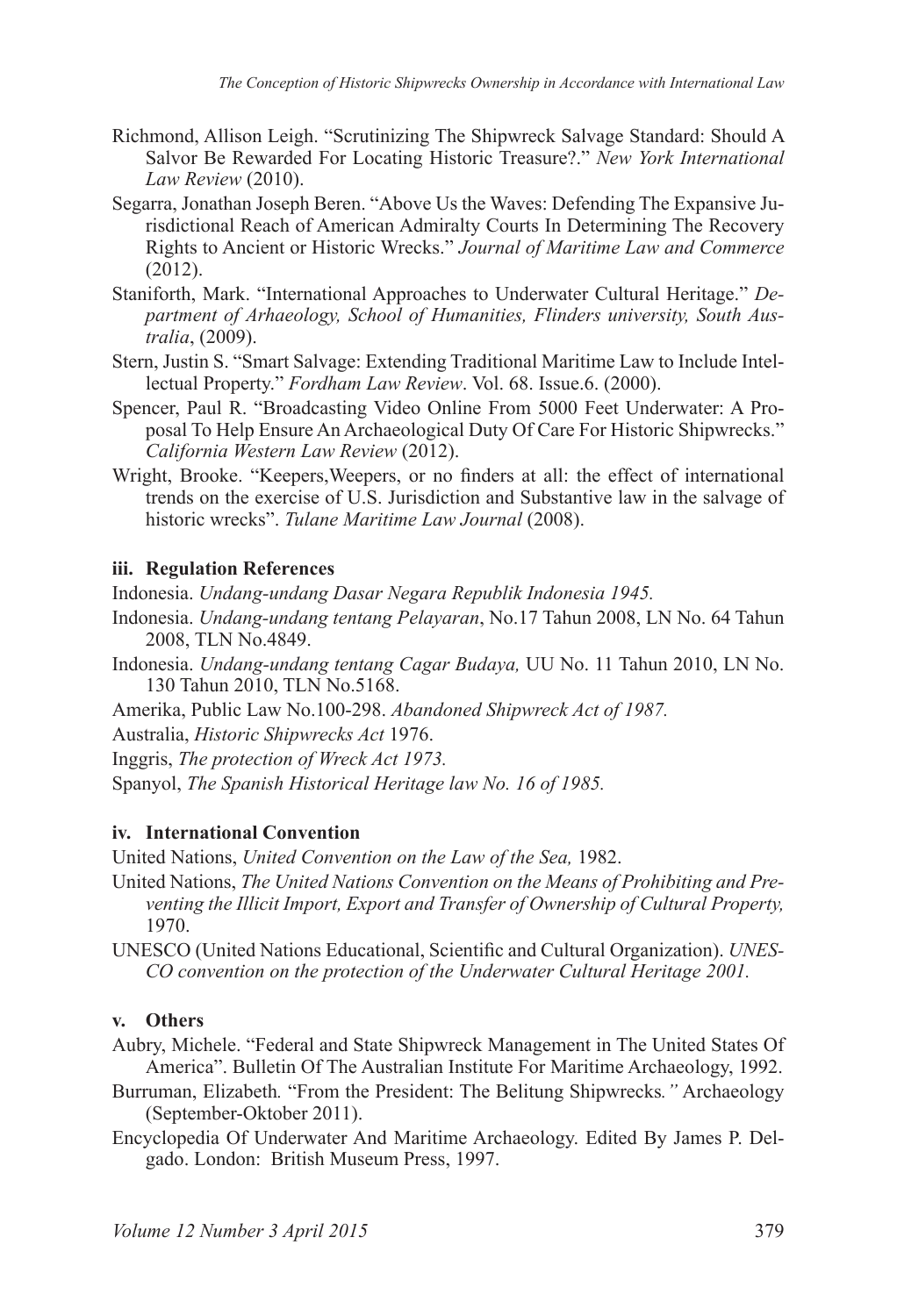Richmond, Allison Leigh. "Scrutinizing The Shipwreck Salvage Standard: Should A Salvor Be Rewarded For Locating Historic Treasure?." *New York International Law Review* (2010).

Segarra, Jonathan Joseph Beren. "Above Us the Waves: Defending The Expansive Jurisdictional Reach of American Admiralty Courts In Determining The Recovery Rights to Ancient or Historic Wrecks." *Journal of Maritime Law and Commerce* (2012).

Staniforth, Mark. "International Approaches to Underwater Cultural Heritage." *Department of Arhaeology, School of Humanities, Flinders university, South Australia*, (2009).

Stern, Justin S. "Smart Salvage: Extending Traditional Maritime Law to Include Intellectual Property." *Fordham Law Review*. Vol. 68. Issue.6. (2000).

Spencer, Paul R. "Broadcasting Video Online From 5000 Feet Underwater: A Proposal To Help Ensure An Archaeological Duty Of Care For Historic Shipwrecks." *California Western Law Review* (2012).

Wright, Brooke. "Keepers,Weepers, or no finders at all: the effect of international trends on the exercise of U.S. Jurisdiction and Substantive law in the salvage of historic wrecks". *Tulane Maritime Law Journal* (2008).

### iii. Regulation References

Indonesia. *Undang-undang Dasar Negara Republik Indonesia 1945.*

Indonesia. *Undang-undang tentang Pelayaran*, No.17 Tahun 2008, LN No. 64 Tahun 2008, TLN No.4849.

Indonesia. *Undang-undang tentang Cagar Budaya,* UU No. 11 Tahun 2010, LN No. 130 Tahun 2010, TLN No.5168.

Amerika, Public Law No.100-298. *Abandoned Shipwreck Act of 1987.*

Australia, *Historic Shipwrecks Act* 1976.

Inggris, *The protection of Wreck Act 1973.*

Spanyol, *The Spanish Historical Heritage law No. 16 of 1985.*

### iv. International Convention

United Nations, *United Convention on the Law of the Sea,* 1982.

United Nations, *The United Nations Convention on the Means of Prohibiting and Preventing the Illicit Import, Export and Transfer of Ownership of Cultural Property,* 1970.

UNESCO (United Nations Educational, Scientific and Cultural Organization). *UNESCO convention on the protection of the Underwater Cultural Heritage 2001.*

### v. Others

Aubry, Michele. "Federal and State Shipwreck Management in The United States Of America". Bulletin Of The Australian Institute For Maritime Archaeology, 1992.

Burruman, Elizabeth*.* "From the President: The Belitung Shipwrecks*."* Archaeology (September-Oktober 2011).

Encyclopedia Of Underwater And Maritime Archaeology. Edited By James P. Delgado. London: British Museum Press, 1997.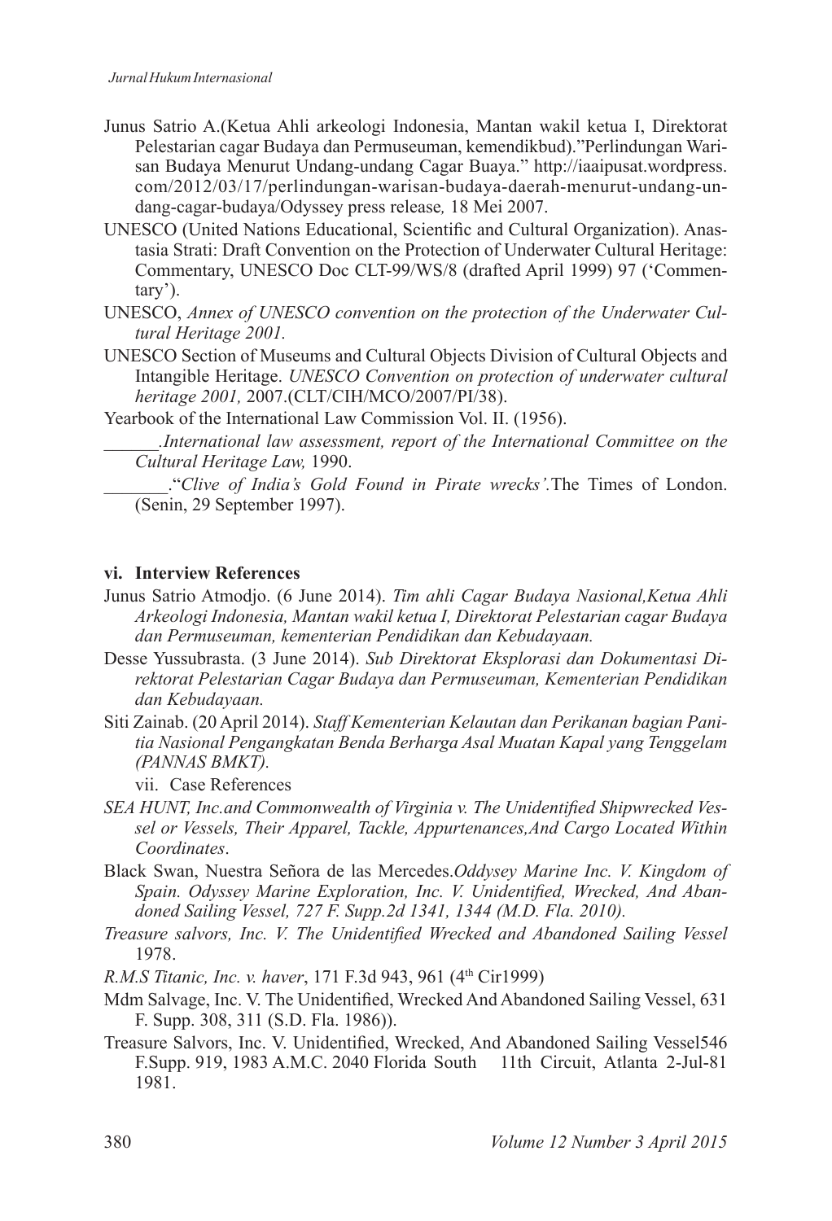Junus Satrio A.(Ketua Ahli arkeologi Indonesia, Mantan wakil ketua I, Direktorat Pelestarian cagar Budaya dan Permuseuman, kemendikbud)."Perlindungan Warisan Budaya Menurut Undang-undang Cagar Buaya." http://iaaipusat.wordpress.com/2012/03/17/perlindungan-warisan-budaya-daerah-menurut-undang-undang-cagar-budaya/Odyssey press release*,* 18 Mei 2007.

UNESCO (United Nations Educational, Scientific and Cultural Organization). Anastasia Strati: Draft Convention on the Protection of Underwater Cultural Heritage: Commentary, UNESCO Doc CLT-99/WS/8 (drafted April 1999) 97 ('Commentary').

UNESCO, *Annex of UNESCO convention on the protection of the Underwater Cultural Heritage 2001.*

UNESCO Section of Museums and Cultural Objects Division of Cultural Objects and Intangible Heritage. *UNESCO Convention on protection of underwater cultural heritage 2001,* 2007.(CLT/CIH/MCO/2007/PI/38).

Yearbook of the International Law Commission Vol. II. (1956).

______.*International law assessment, report of the International Committee on the Cultural Heritage Law,* 1990.

_______."*Clive of India's Gold Found in Pirate wrecks'.*The Times of London. (Senin, 29 September 1997).

**vi. Interview References**

Junus Satrio Atmodjo. (6 June 2014). *Tim ahli Cagar Budaya Nasional,Ketua Ahli Arkeologi Indonesia, Mantan wakil ketua I, Direktorat Pelestarian cagar Budaya dan Permuseuman, kementerian Pendidikan dan Kebudayaan.*

Desse Yussubrasta. (3 June 2014). *Sub Direktorat Eksplorasi dan Dokumentasi Direktorat Pelestarian Cagar Budaya dan Permuseuman, Kementerian Pendidikan dan Kebudayaan.*

Siti Zainab. (20 April 2014). *Staff Kementerian Kelautan dan Perikanan bagian Panitia Nasional Pengangkatan Benda Berharga Asal Muatan Kapal yang Tenggelam (PANNAS BMKT).*

vii. Case References

*SEA HUNT, Inc.and Commonwealth of Virginia v. The Unidentified Shipwrecked Vessel or Vessels, Their Apparel, Tackle, Appurtenances,And Cargo Located Within Coordinates*.

Black Swan, Nuestra Señora de las Mercedes.*Oddysey Marine Inc. V. Kingdom of Spain. Odyssey Marine Exploration, Inc. V. Unidentified, Wrecked, And Abandoned Sailing Vessel, 727 F. Supp.2d 1341, 1344 (M.D. Fla. 2010).*

*Treasure salvors, Inc. V. The Unidentified Wrecked and Abandoned Sailing Vessel* 1978.

*R.M.S Titanic, Inc. v. haver*, 171 F.3d 943, 961 (4th Cir1999)

Mdm Salvage, Inc. V. The Unidentified, Wrecked And Abandoned Sailing Vessel, 631 F. Supp. 308, 311 (S.D. Fla. 1986)).

Treasure Salvors, Inc. V. Unidentified, Wrecked, And Abandoned Sailing Vessel546 F.Supp. 919, 1983 A.M.C. 2040 Florida South 11th Circuit, Atlanta 2-Jul-81 1981.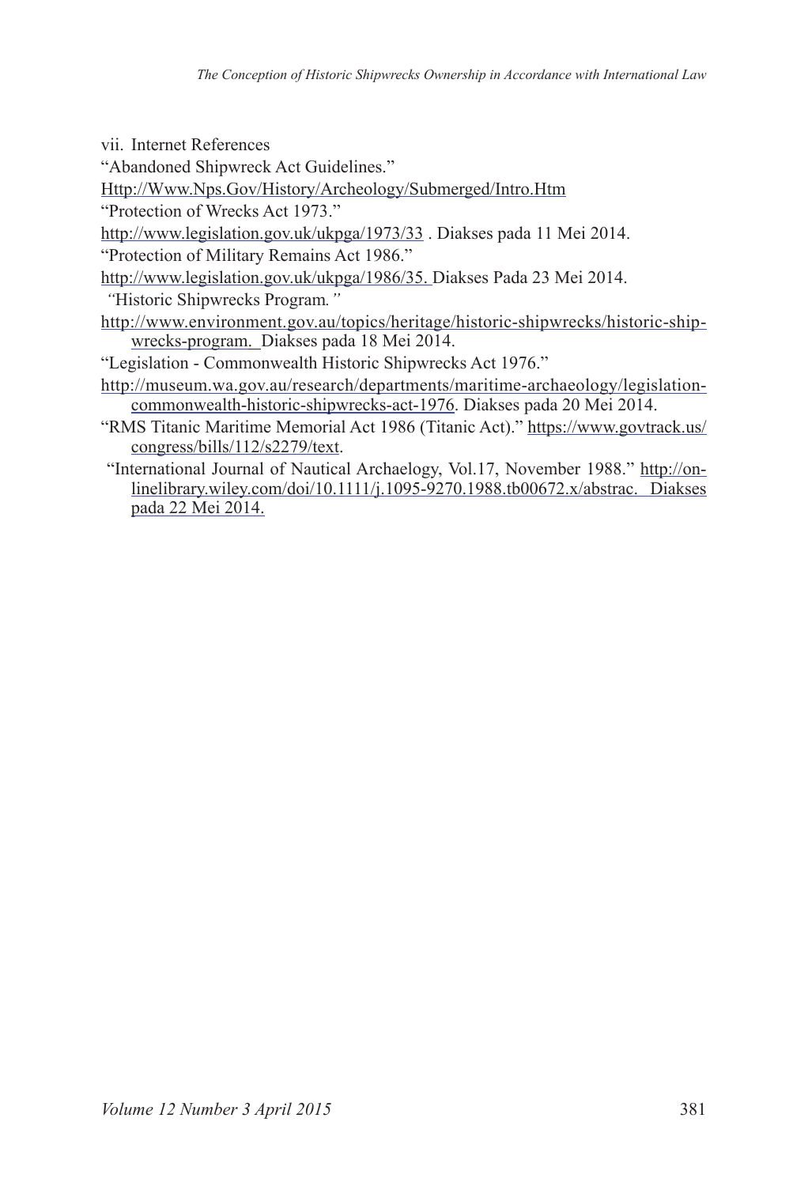vii. Internet References

"Abandoned Shipwreck Act Guidelines."

Http://Www.Nps.Gov/History/Archeology/Submerged/Intro.Htm

"Protection of Wrecks Act 1973."

http://www.legislation.gov.uk/ukpga/1973/33 . Diakses pada 11 Mei 2014.

"Protection of Military Remains Act 1986."

http://www.legislation.gov.uk/ukpga/1986/35. Diakses Pada 23 Mei 2014.

*"*Historic Shipwrecks Program*."*

http://www.environment.gov.au/topics/heritage/historic-shipwrecks/historic-shipwrecks-program. Diakses pada 18 Mei 2014.

"Legislation - Commonwealth Historic Shipwrecks Act 1976."

http://museum.wa.gov.au/research/departments/maritime-archaeology/legislation-commonwealth-historic-shipwrecks-act-1976. Diakses pada 20 Mei 2014.

"RMS Titanic Maritime Memorial Act 1986 (Titanic Act)." https://www.govtrack.us/congress/bills/112/s2279/text.

"International Journal of Nautical Archaelogy, Vol.17, November 1988." http://onlinelibrary.wiley.com/doi/10.1111/j.1095-9270.1988.tb00672.x/abstrac. Diakses pada 22 Mei 2014.